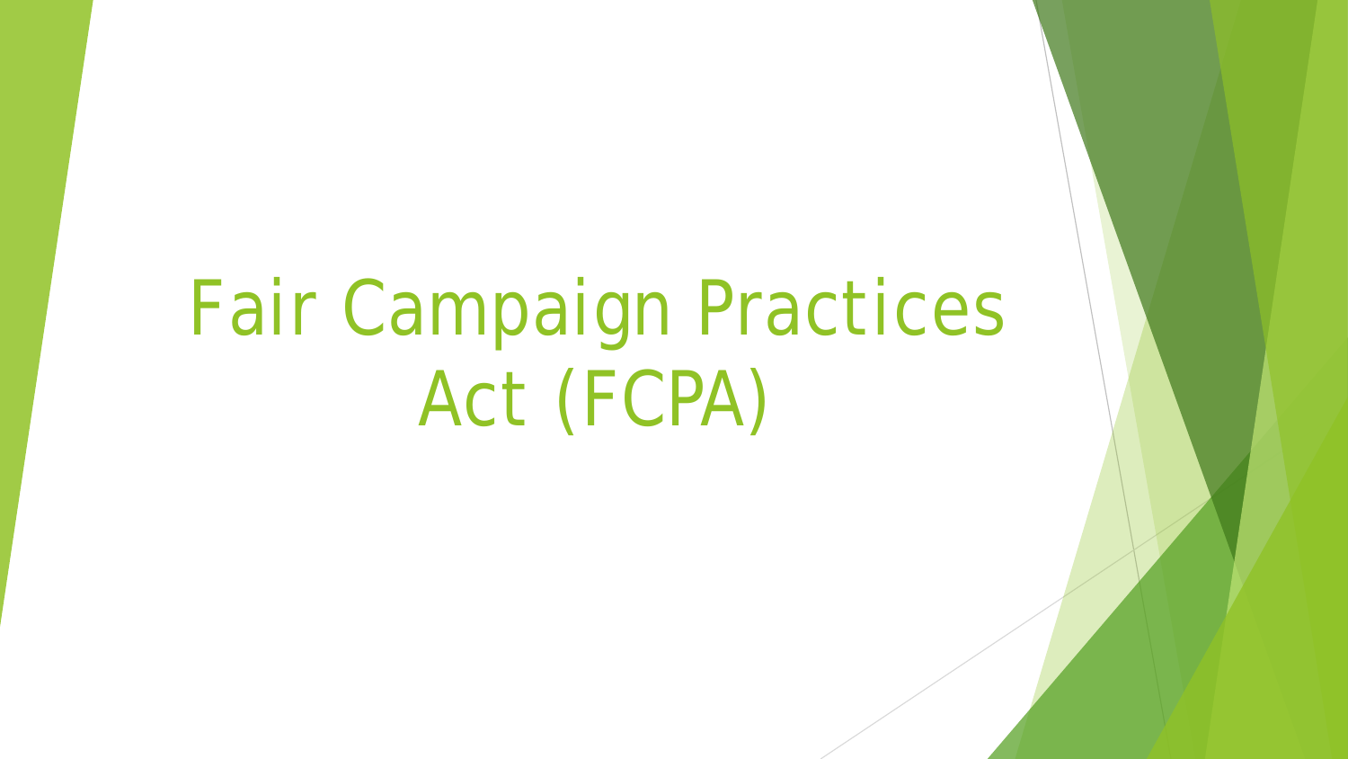# Fair Campaign Practices Act (FCPA)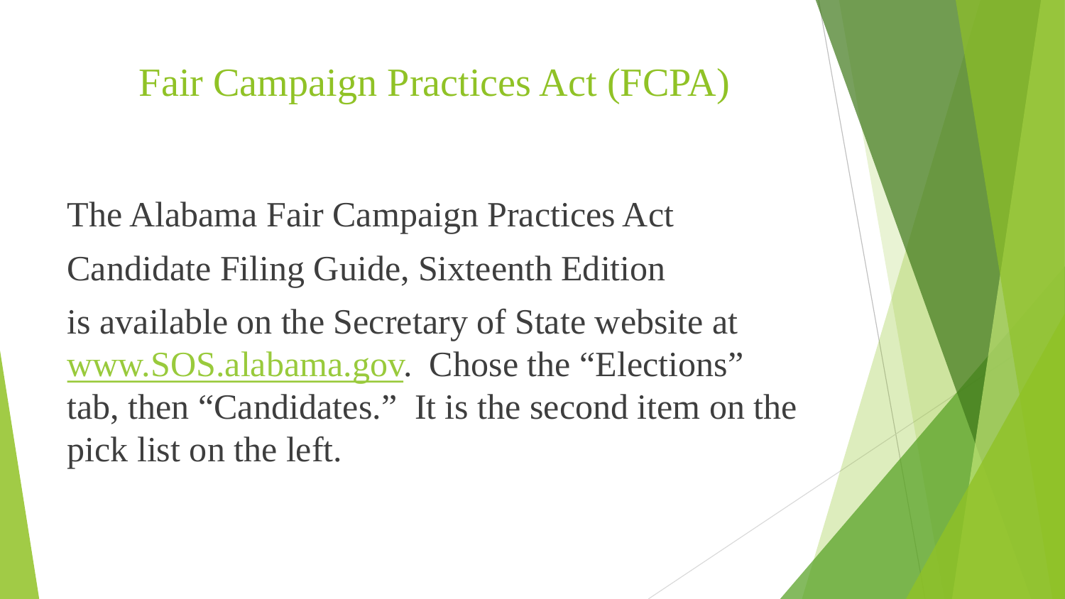# Fair Campaign Practices Act (FCPA)

The Alabama Fair Campaign Practices Act

Candidate Filing Guide, Sixteenth Edition

is available on the Secretary of State website at [www.SOS.alabama.gov](www.SOS.alabama.gov). Chose the "Elections" tab, then "Candidates." It is the second item on the pick list on the left.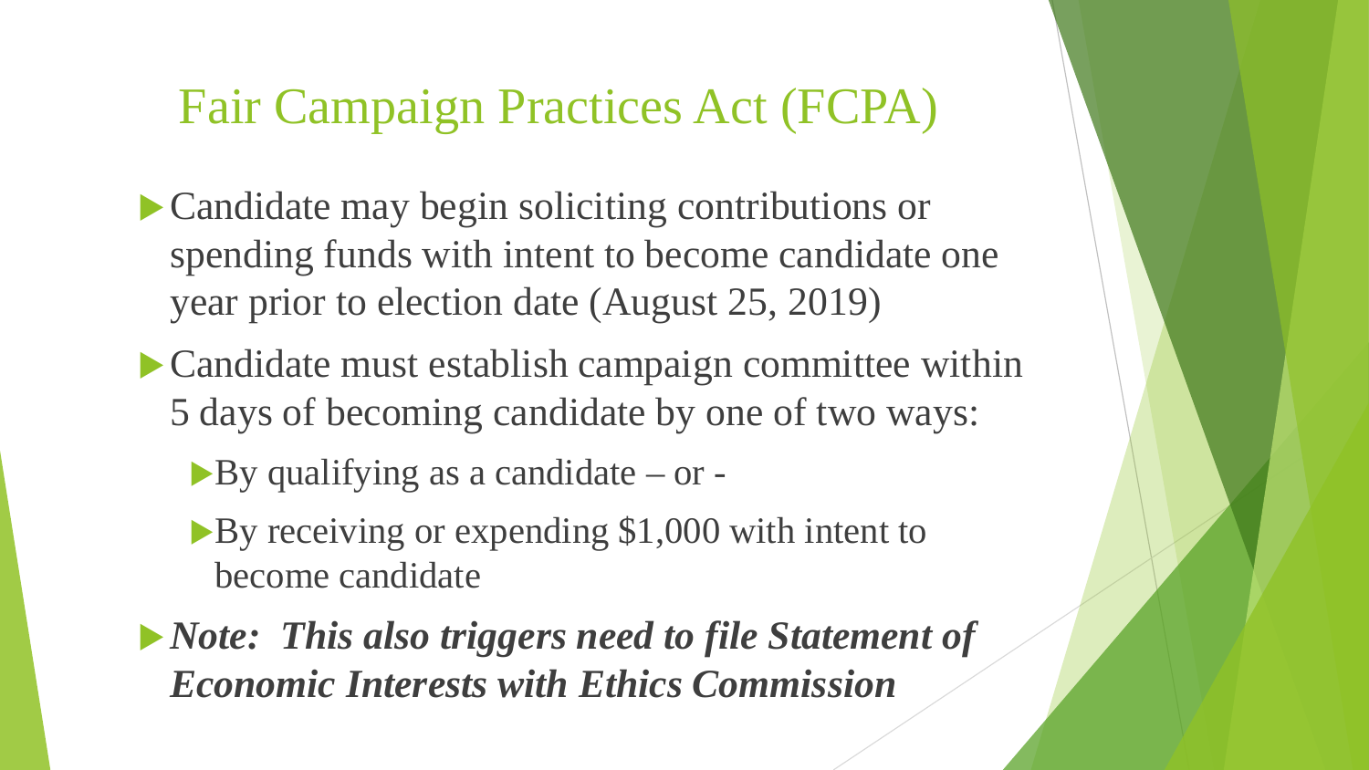# Fair Campaign Practices Act (FCPA)

- Candidate may begin soliciting contributions or spending funds with intent to become candidate one year prior to election date (August 25, 2019)
- Candidate must establish campaign committee within 5 days of becoming candidate by one of two ways:
  - By qualifying as a candidate – or -
  - By receiving or expending $1,000 with intent to become candidate
- ***Note: This also triggers need to file Statement of Economic Interests with Ethics Commission***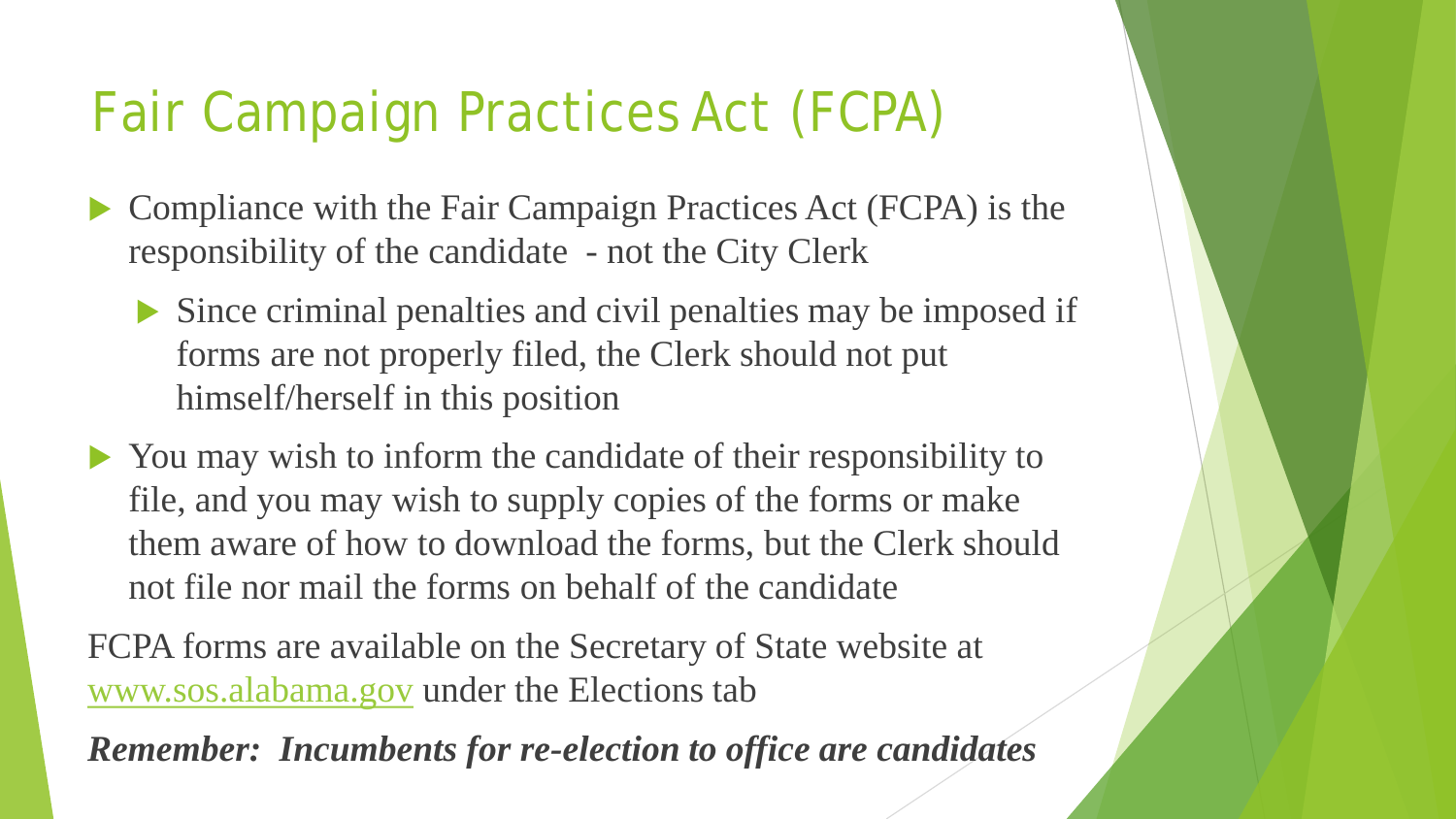# Fair Campaign Practices Act (FCPA)

- Compliance with the Fair Campaign Practices Act (FCPA) is the responsibility of the candidate - not the City Clerk
  - Since criminal penalties and civil penalties may be imposed if forms are not properly filed, the Clerk should not put himself/herself in this position
- You may wish to inform the candidate of their responsibility to file, and you may wish to supply copies of the forms or make them aware of how to download the forms, but the Clerk should not file nor mail the forms on behalf of the candidate

FCPA forms are available on the Secretary of State website at www.sos.alabama.gov under the Elections tab

***Remember: Incumbents for re-election to office are candidates***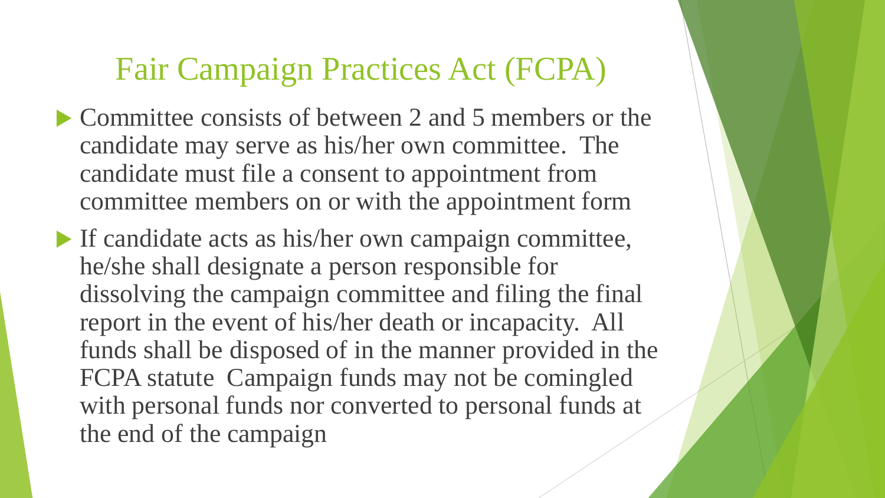# Fair Campaign Practices Act (FCPA)

- Committee consists of between 2 and 5 members or the candidate may serve as his/her own committee. The candidate must file a consent to appointment from committee members on or with the appointment form
- If candidate acts as his/her own campaign committee, he/she shall designate a person responsible for dissolving the campaign committee and filing the final report in the event of his/her death or incapacity. All funds shall be disposed of in the manner provided in the FCPA statute Campaign funds may not be comingled with personal funds nor converted to personal funds at the end of the campaign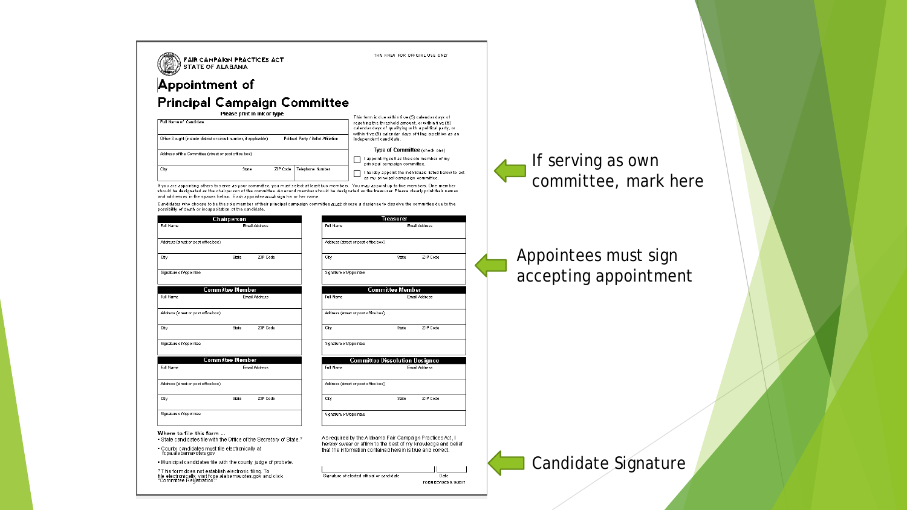FAIR CAMPAIGN PRACTICES ACT
STATE OF ALABAMA

THIS AREA FOR OFFICIAL USE ONLY

# Appointment of Principal Campaign Committee

Please print in ink or type.

| Full Name of Candidate | |
|---|---|
| Office Sought (include district or circuit number, if applicable) | Political Party / Ballot Affiliation |
| Address of the Committee (street or post office box) | |
| City / State / ZIP Code | Telephone Number |

This form is due within five (5) calendar days of reaching the threshold amount, or within five (5) calendar days of qualifying with a political party, or within five (5) calendar days of filing a petition as an independent candidate.

**Type of Committee** (check one)

- ☐ I appoint myself as the sole member of my principal campaign committee.
- ☐ I hereby appoint the individuals listed below to act as my principal campaign committee.

If serving as own committee, mark here

If you are appointing others to serve as your committee, you must select at least two members. You may appoint up to five members. One member should be designated as the chairperson of the committee. A second member should be designated as the treasurer. Please clearly print their names and addresses in the spaces below. Each appointee *must* sign his or her name.

Candidates who choose to be the sole member of their principal campaign committee *must* choose a designee to dissolve the committee due to the possibility of death or incapacitation of the candidate.

| Chairperson | Treasurer |
|---|---|
| Full Name / Email Address | Full Name / Email Address |
| Address (street or post office box) | Address (street or post office box) |
| City / State / ZIP Code | City / State / ZIP Code |
| Signature of Appointee | Signature of Appointee |

| Committee Member | Committee Member |
|---|---|
| Full Name / Email Address | Full Name / Email Address |
| Address (street or post office box) | Address (street or post office box) |
| City / State / ZIP Code | City / State / ZIP Code |
| Signature of Appointee | Signature of Appointee |

| Committee Member | Committee Dissolution Designee |
|---|---|
| Full Name / Email Address | Full Name / Email Address |
| Address (street or post office box) | Address (street or post office box) |
| City / State / ZIP Code | City / State / ZIP Code |
| Signature of Appointee | Signature of Appointee |

Appointees must sign accepting appointment

**Where to file this form ...**

- State candidates file with the Office of the Secretary of State.*
- County candidates must file electronically at fcpa.alabamavotes.gov
- Municipal candidates file with the county judge of probate.

*This form does not establish electronic filing. To file electronically, visit fcpa.alabamavotes.gov and click "Committee Registration."

As required by the Alabama Fair Campaign Practices Act, I hereby swear or affirm to the best of my knowledge and belief that the information contained herein is true and correct.

Signature of elected official or candidate ____________ Date ________

FORM REVISED 6/9/2017

Candidate Signature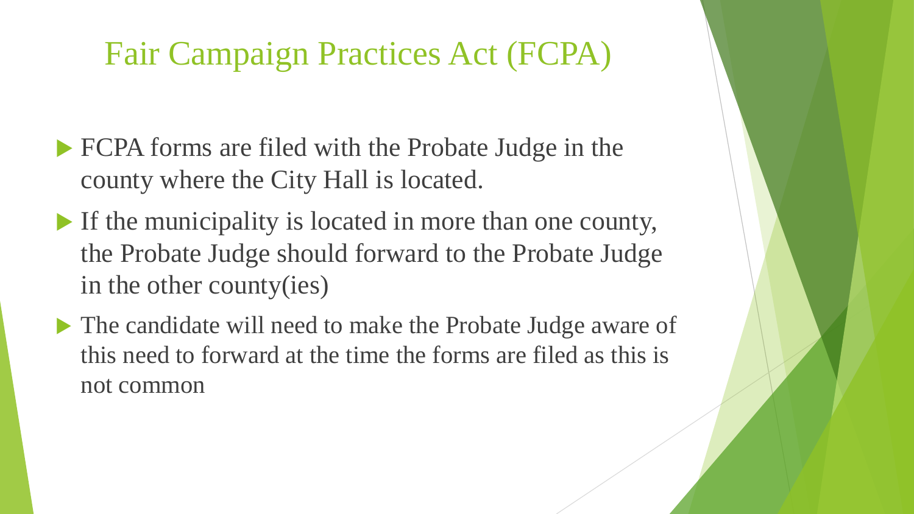# Fair Campaign Practices Act (FCPA)

- FCPA forms are filed with the Probate Judge in the county where the City Hall is located.
- If the municipality is located in more than one county, the Probate Judge should forward to the Probate Judge in the other county(ies)
- The candidate will need to make the Probate Judge aware of this need to forward at the time the forms are filed as this is not common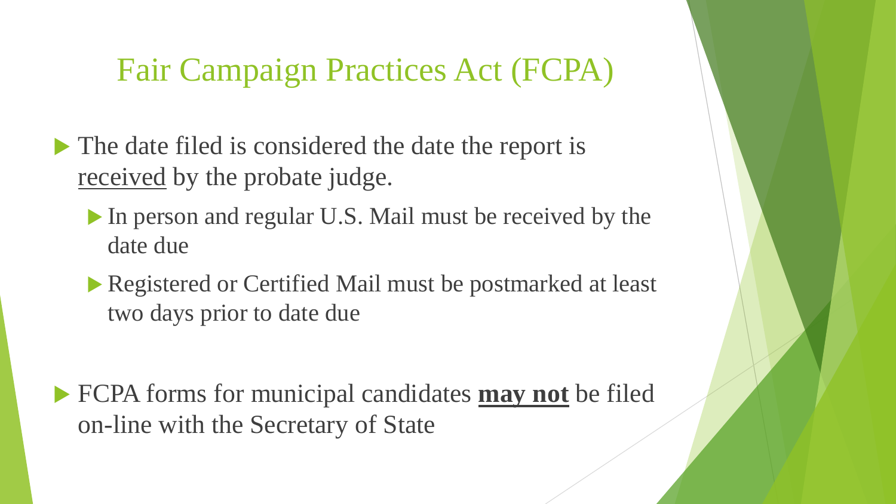# Fair Campaign Practices Act (FCPA)

- The date filed is considered the date the report is <u>received</u> by the probate judge.
  - In person and regular U.S. Mail must be received by the date due
  - Registered or Certified Mail must be postmarked at least two days prior to date due

- FCPA forms for municipal candidates <u>**may not**</u> be filed on-line with the Secretary of State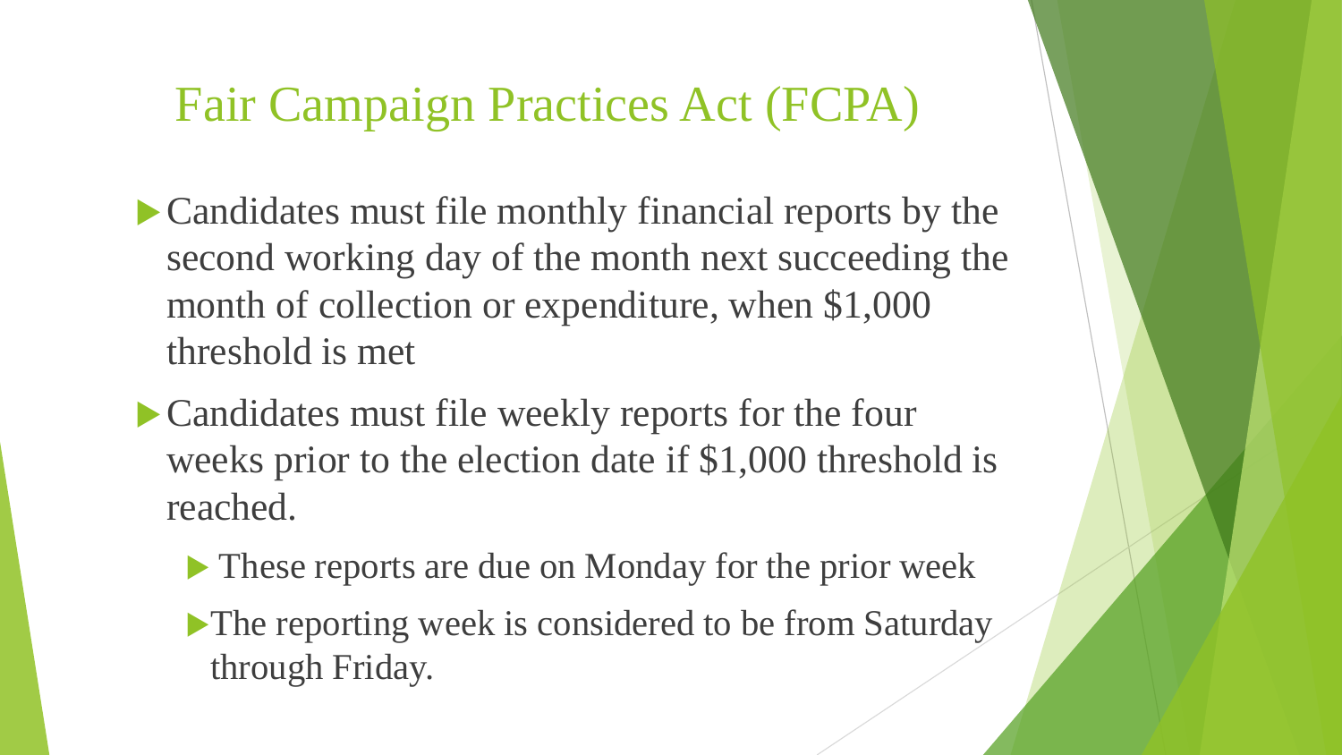# Fair Campaign Practices Act (FCPA)

- Candidates must file monthly financial reports by the second working day of the month next succeeding the month of collection or expenditure, when $1,000 threshold is met
- Candidates must file weekly reports for the four weeks prior to the election date if $1,000 threshold is reached.
  - These reports are due on Monday for the prior week
  - The reporting week is considered to be from Saturday through Friday.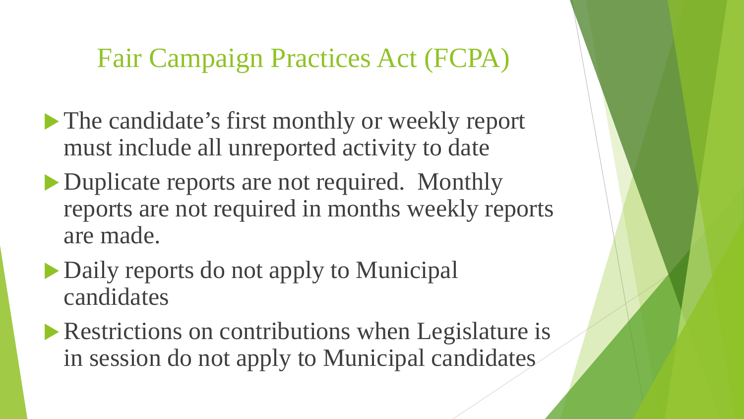# Fair Campaign Practices Act (FCPA)

- The candidate's first monthly or weekly report must include all unreported activity to date
- Duplicate reports are not required. Monthly reports are not required in months weekly reports are made.
- Daily reports do not apply to Municipal candidates
- Restrictions on contributions when Legislature is in session do not apply to Municipal candidates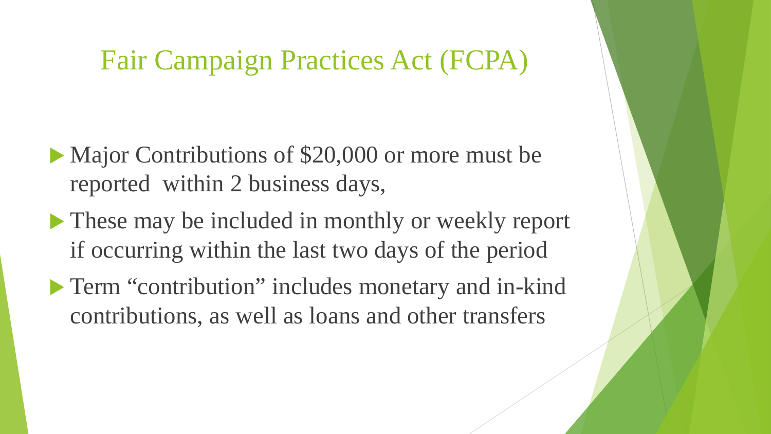# Fair Campaign Practices Act (FCPA)

- Major Contributions of $20,000 or more must be reported within 2 business days,
- These may be included in monthly or weekly report if occurring within the last two days of the period
- Term "contribution" includes monetary and in-kind contributions, as well as loans and other transfers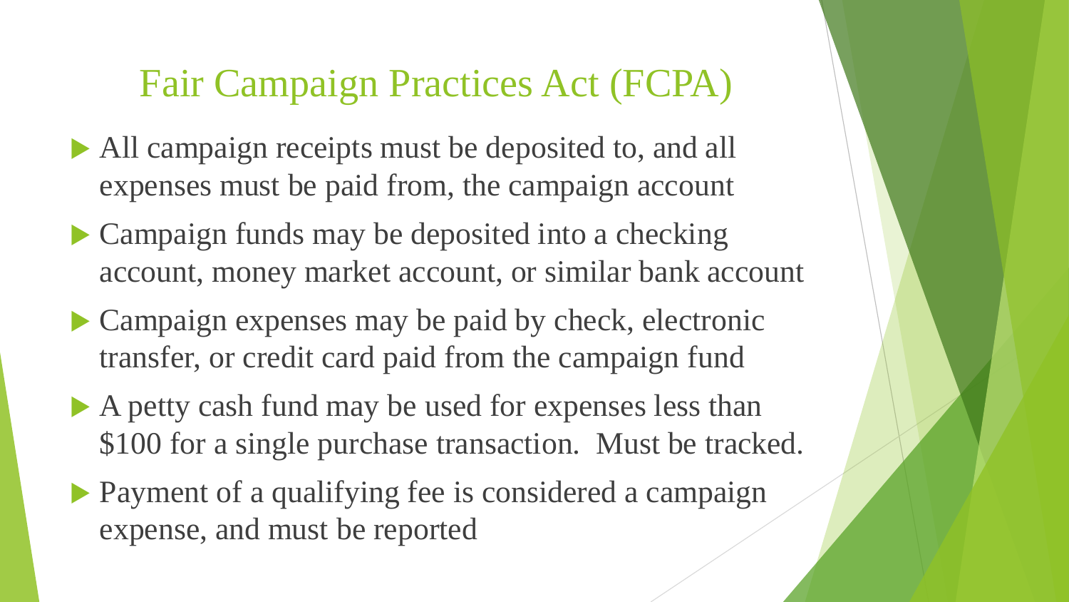# Fair Campaign Practices Act (FCPA)

- All campaign receipts must be deposited to, and all expenses must be paid from, the campaign account
- Campaign funds may be deposited into a checking account, money market account, or similar bank account
- Campaign expenses may be paid by check, electronic transfer, or credit card paid from the campaign fund
- A petty cash fund may be used for expenses less than $100 for a single purchase transaction. Must be tracked.
- Payment of a qualifying fee is considered a campaign expense, and must be reported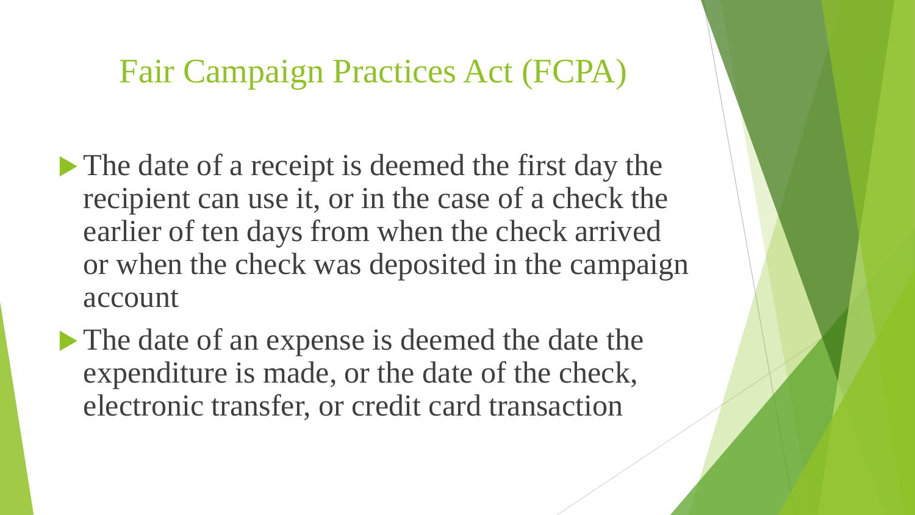# Fair Campaign Practices Act (FCPA)

- The date of a receipt is deemed the first day the recipient can use it, or in the case of a check the earlier of ten days from when the check arrived or when the check was deposited in the campaign account
- The date of an expense is deemed the date the expenditure is made, or the date of the check, electronic transfer, or credit card transaction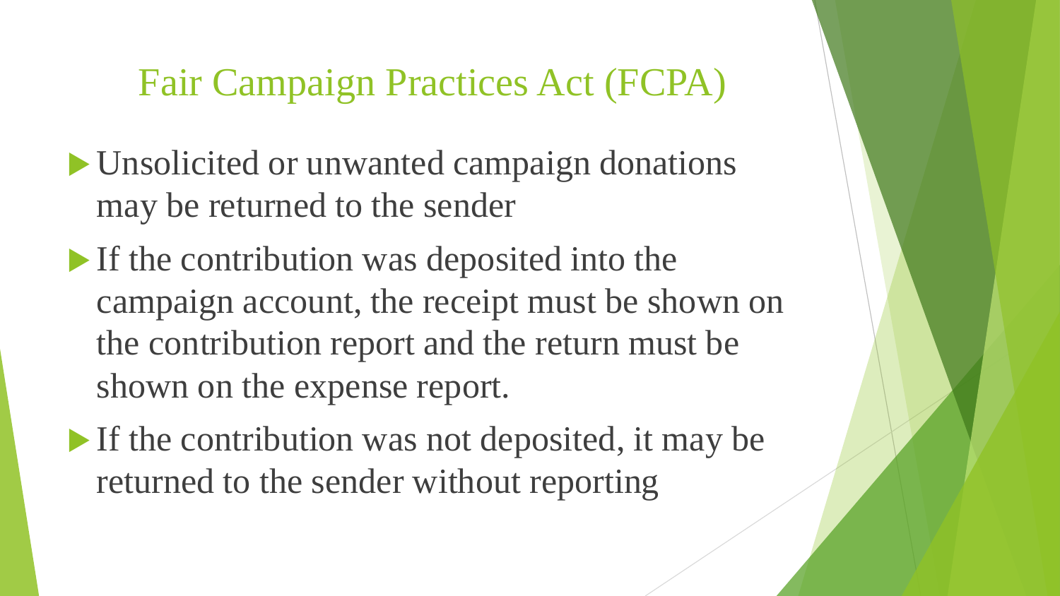# Fair Campaign Practices Act (FCPA)

- Unsolicited or unwanted campaign donations may be returned to the sender
- If the contribution was deposited into the campaign account, the receipt must be shown on the contribution report and the return must be shown on the expense report.
- If the contribution was not deposited, it may be returned to the sender without reporting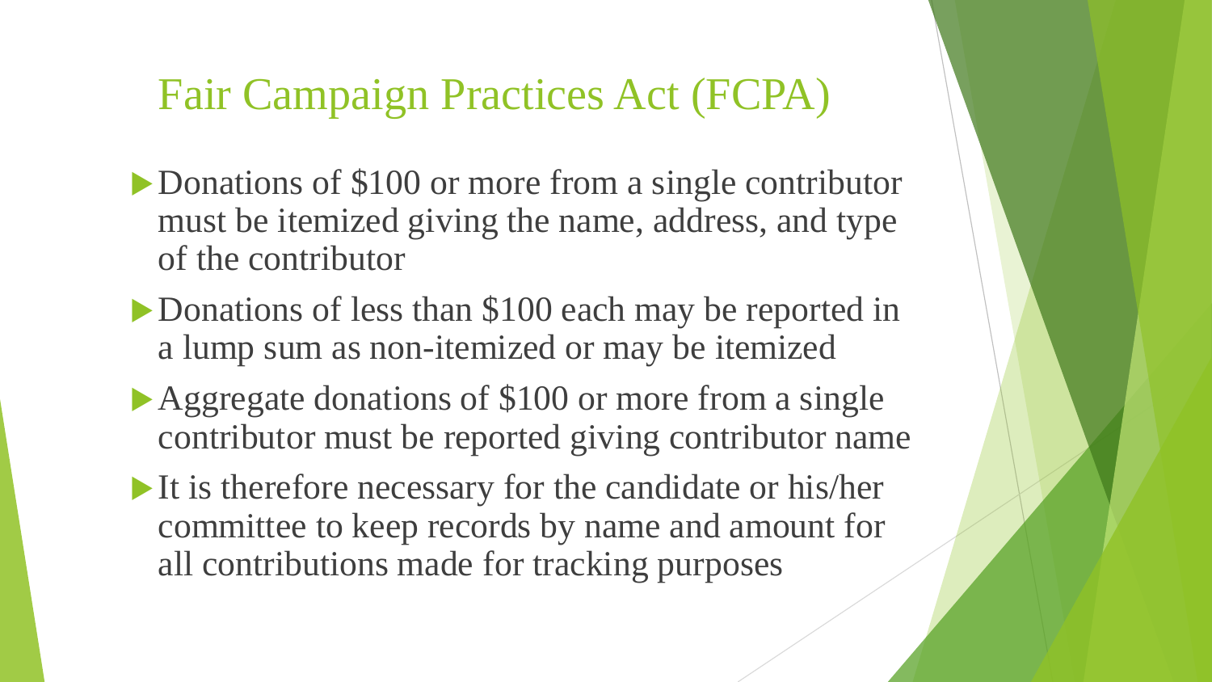# Fair Campaign Practices Act (FCPA)

- Donations of $100 or more from a single contributor must be itemized giving the name, address, and type of the contributor
- Donations of less than $100 each may be reported in a lump sum as non-itemized or may be itemized
- Aggregate donations of $100 or more from a single contributor must be reported giving contributor name
- It is therefore necessary for the candidate or his/her committee to keep records by name and amount for all contributions made for tracking purposes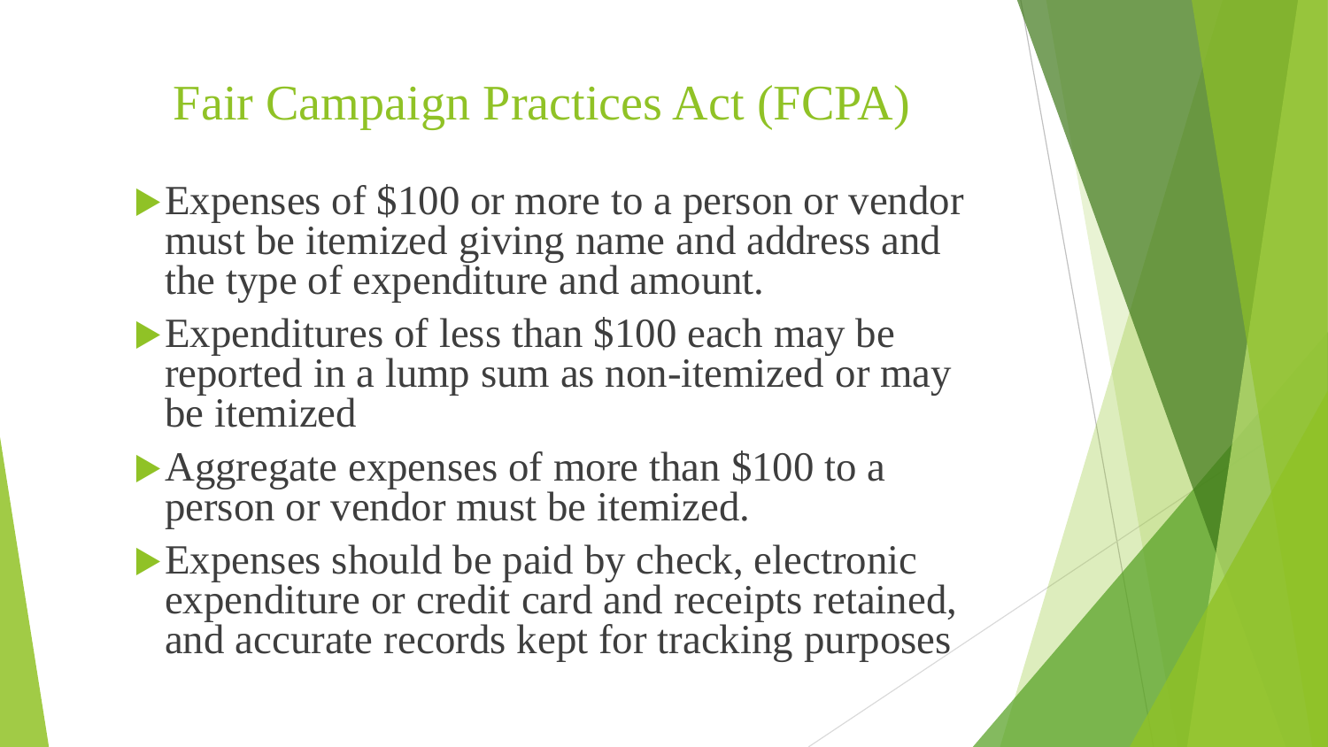# Fair Campaign Practices Act (FCPA)

- Expenses of $100 or more to a person or vendor must be itemized giving name and address and the type of expenditure and amount.
- Expenditures of less than $100 each may be reported in a lump sum as non-itemized or may be itemized
- Aggregate expenses of more than $100 to a person or vendor must be itemized.
- Expenses should be paid by check, electronic expenditure or credit card and receipts retained, and accurate records kept for tracking purposes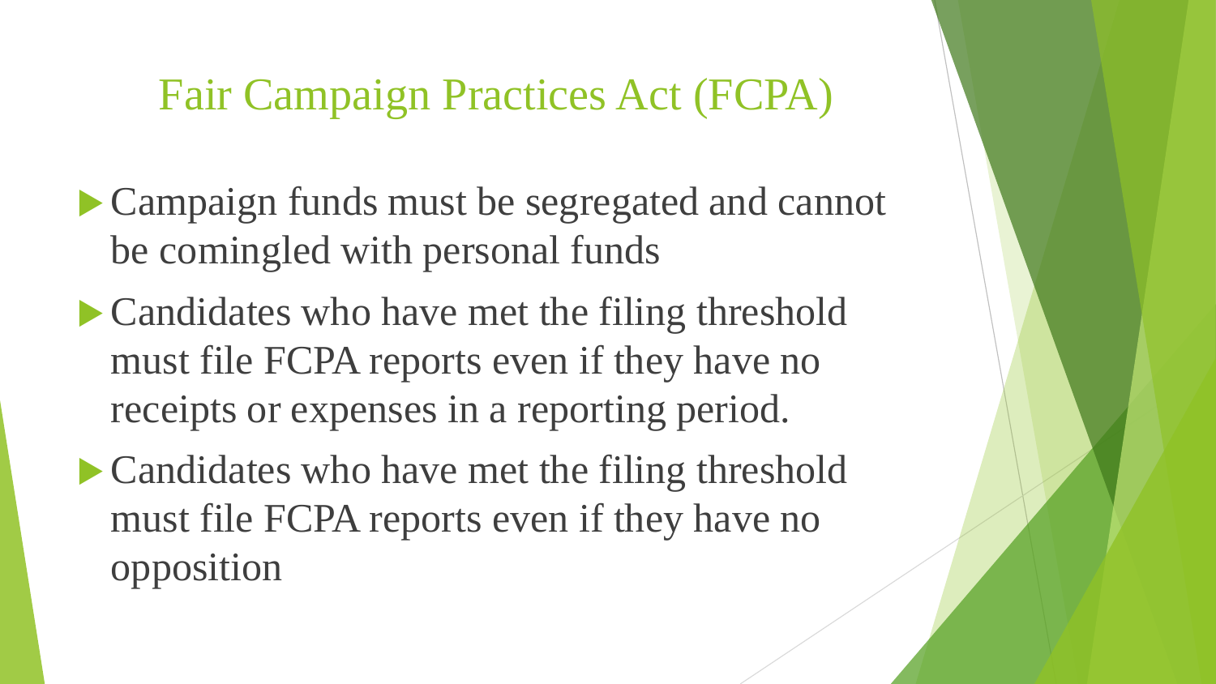# Fair Campaign Practices Act (FCPA)

- Campaign funds must be segregated and cannot be comingled with personal funds
- Candidates who have met the filing threshold must file FCPA reports even if they have no receipts or expenses in a reporting period.
- Candidates who have met the filing threshold must file FCPA reports even if they have no opposition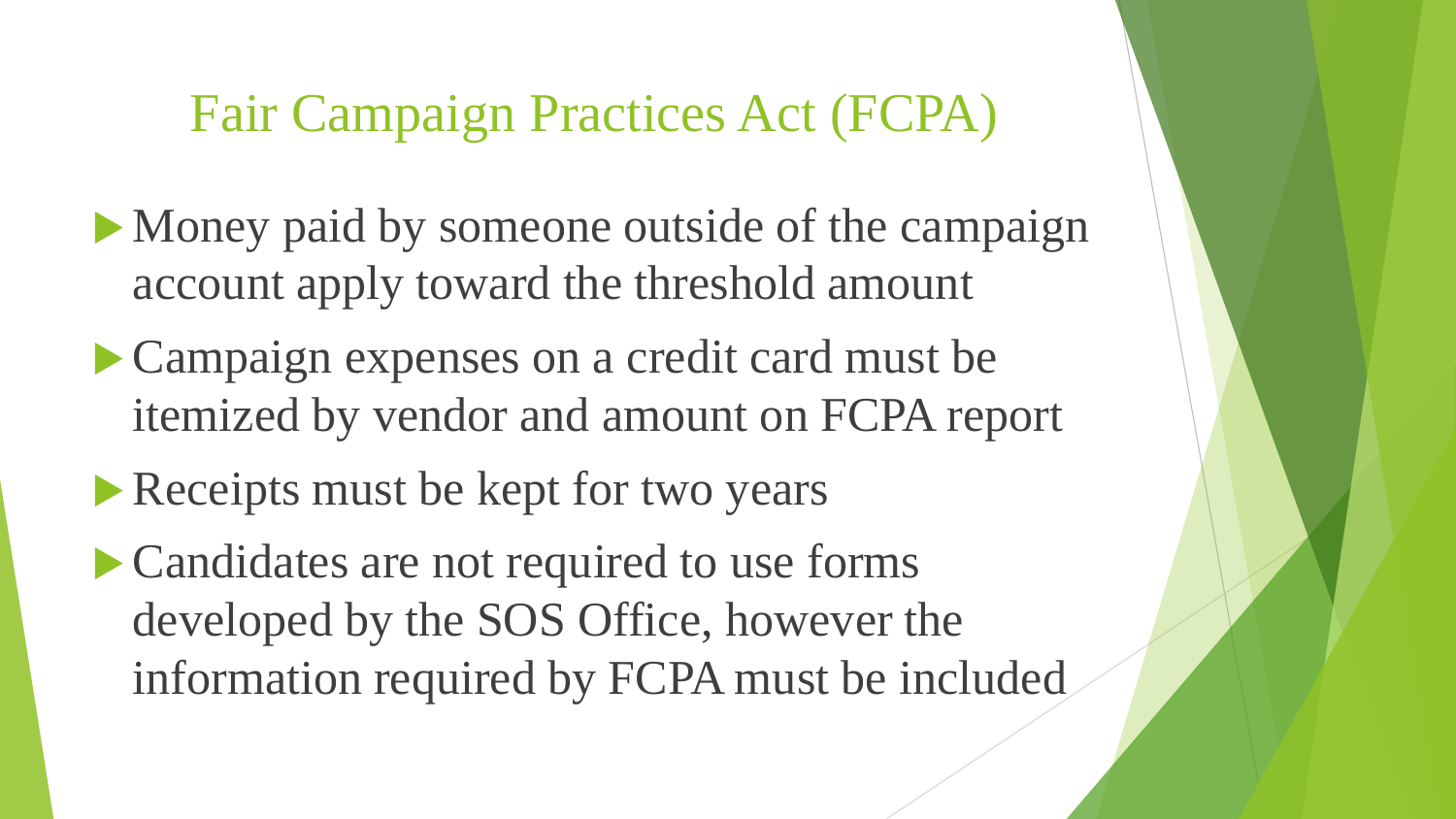# Fair Campaign Practices Act (FCPA)

- Money paid by someone outside of the campaign account apply toward the threshold amount
- Campaign expenses on a credit card must be itemized by vendor and amount on FCPA report
- Receipts must be kept for two years
- Candidates are not required to use forms developed by the SOS Office, however the information required by FCPA must be included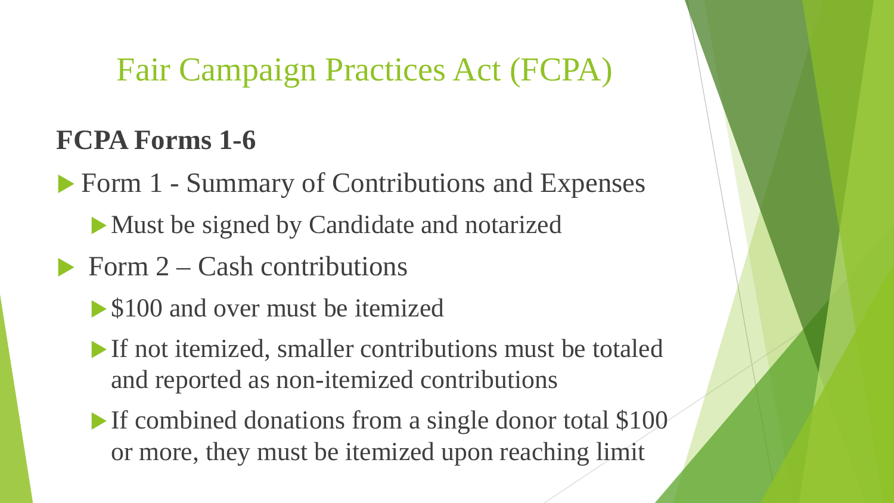# Fair Campaign Practices Act (FCPA)

**FCPA Forms 1-6**

- Form 1 - Summary of Contributions and Expenses
  - Must be signed by Candidate and notarized
- Form 2 – Cash contributions
  - $100 and over must be itemized
  - If not itemized, smaller contributions must be totaled and reported as non-itemized contributions
  - If combined donations from a single donor total $100 or more, they must be itemized upon reaching limit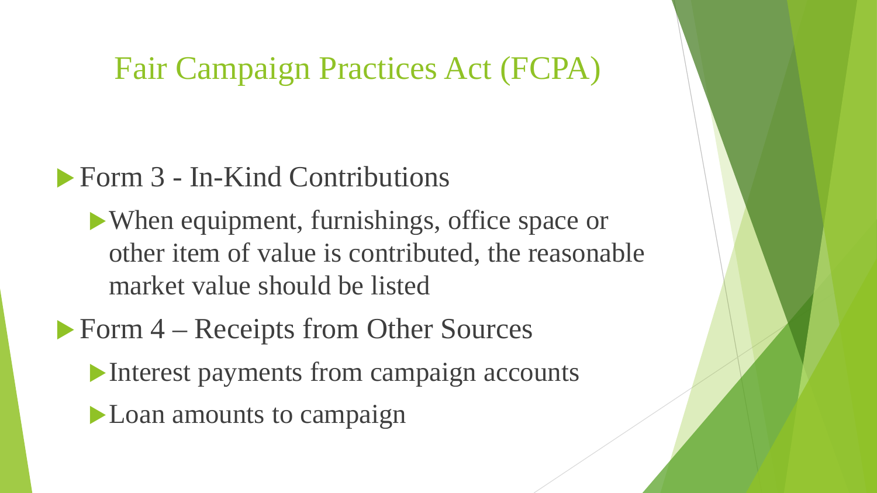# Fair Campaign Practices Act (FCPA)

- Form 3 - In-Kind Contributions
  - When equipment, furnishings, office space or other item of value is contributed, the reasonable market value should be listed
- Form 4 – Receipts from Other Sources
  - Interest payments from campaign accounts
  - Loan amounts to campaign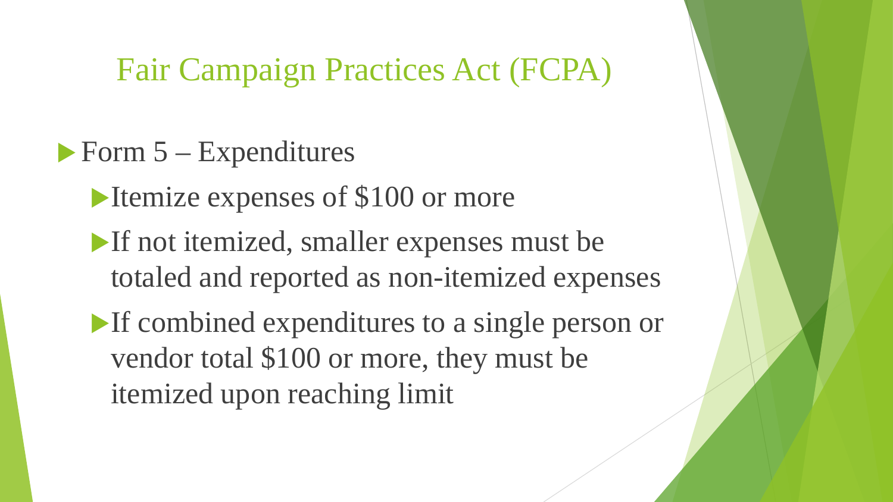# Fair Campaign Practices Act (FCPA)

- Form 5 – Expenditures
  - Itemize expenses of $100 or more
  - If not itemized, smaller expenses must be totaled and reported as non-itemized expenses
  - If combined expenditures to a single person or vendor total $100 or more, they must be itemized upon reaching limit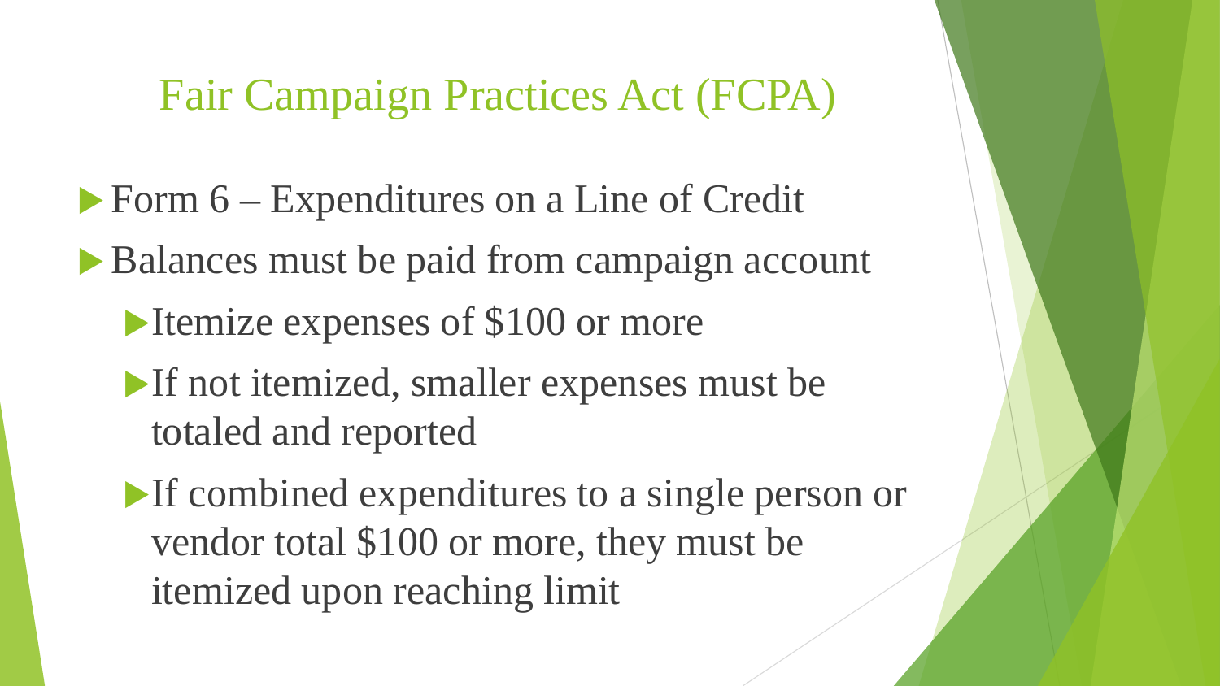# Fair Campaign Practices Act (FCPA)

- Form 6 – Expenditures on a Line of Credit
- Balances must be paid from campaign account
  - Itemize expenses of $100 or more
  - If not itemized, smaller expenses must be totaled and reported
  - If combined expenditures to a single person or vendor total $100 or more, they must be itemized upon reaching limit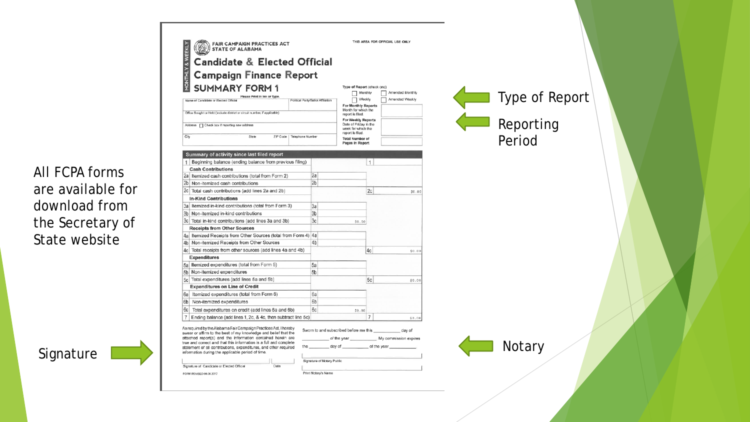All FCPA forms are available for download from the Secretary of State website

Type of Report

Reporting Period

Signature

Notary

MONTHLY & WEEKLY

FAIR CAMPAIGN PRACTICES ACT
STATE OF ALABAMA

THIS AREA FOR OFFICIAL USE ONLY

# Candidate & Elected Official Campaign Finance Report

## SUMMARY FORM 1

Please Print in Ink or Type.

| Name of Candidate or Elected Official | Political Party/Ballot Affiliation |
|---|---|
| Office Sought or Held (include district or circuit number, if applicable) | |
| Address ☐ Check box if reporting new address | |
| City, State, ZIP Code | Telephone Number |

Type of Report (check one)
- ☐ Monthly
- ☐ Amended Monthly
- ☐ Weekly
- ☐ Amended Weekly

For Monthly Reports Month for which the report is filed.

For Weekly Reports Date of Friday in the week for which the report is filed.

Total Number of Pages in Report

| Summary of activity since last filed report | | | | |
|---|---|---|---|---|
| 1 | Beginning balance (ending balance from previous filing) | | 1 | |
| | **Cash Contributions** | | | |
| 2a | Itemized cash contributions (total from Form 2) | 2a | | |
| 2b | Non-itemized cash contributions | 2b | | |
| 2c | Total cash contributions (add lines 2a and 2b) | | 2c | $0.00 |
| | **In-Kind Contributions** | | | |
| 3a | Itemized in-kind contributions (total from Form 3) | 3a | | |
| 3b | Non-itemized in-kind contributions | 3b | | |
| 3c | Total in-kind contributions (add lines 3a and 3b) | 3c $0.00 | | |
| | **Receipts from Other Sources** | | | |
| 4a | Itemized Receipts from Other Sources (total from Form 4) | 4a | | |
| 4b | Non-itemized Receipts from Other Sources | 4b | | |
| 4c | Total receipts from other sources (add lines 4a and 4b) | | 4c | $0.00 |
| | **Expenditures** | | | |
| 5a | Itemized expenditures (total from Form 5) | 5a | | |
| 5b | Non-itemized expenditures | 5b | | |
| 5c | Total expenditures (add lines 5a and 5b) | | 5c | $0.00 |
| | **Expenditures on Line of Credit** | | | |
| 6a | Itemized expenditures (total from Form 6) | 6a | | |
| 6b | Non-itemized expenditures | 6b | | |
| 6c | Total expenditures on credit (add lines 6a and 6b) | 6c $0.00 | | |
| 7 | Ending balance (add lines 1, 2c, & 4c, then subtract line 5c) | | 7 | $0.00 |

As required by the Alabama Fair Campaign Practices Act, I hereby swear or affirm to the best of my knowledge and belief that the attached report(s) and the information contained herein are true and correct and that this information is a full and complete statement of all contributions, expenditures, and other required information during the applicable period of time.

Signature of Candidate or Elected Official Date

Sworn to and subscribed before me this ________ day of ________ of the year ________. My commission expires the ________ day of ________ of the year ________.

Signature of Notary Public

Print Notary's Name

FORM REVISED 08.08.2017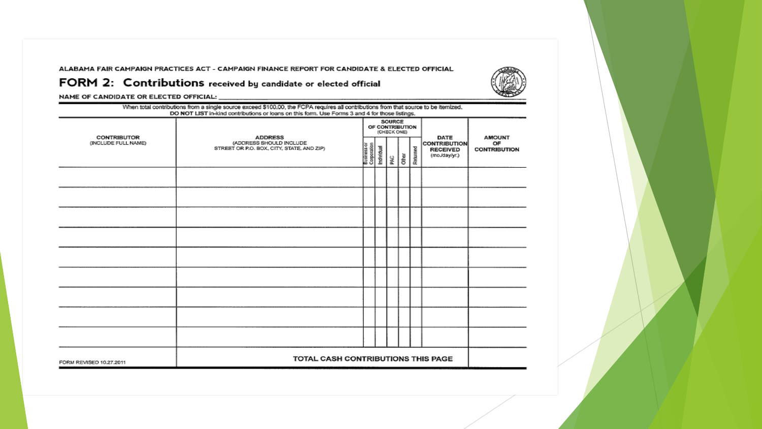ALABAMA FAIR CAMPAIGN PRACTICES ACT - CAMPAIGN FINANCE REPORT FOR CANDIDATE & ELECTED OFFICIAL

# FORM 2: Contributions received by candidate or elected official

NAME OF CANDIDATE OR ELECTED OFFICIAL: ____________________

When total contributions from a single source exceed $100.00, the FCPA requires all contributions from that source to be itemized.
**DO NOT LIST** in-kind contributions or loans on this form. Use Forms 3 and 4 for those listings.

| CONTRIBUTOR (INCLUDE FULL NAME) | ADDRESS (ADDRESS SHOULD INCLUDE STREET OR P.O. BOX, CITY, STATE, AND ZIP) | SOURCE OF CONTRIBUTION (CHECK ONE) | | | | | DATE CONTRIBUTION RECEIVED (mo./day/yr.) | AMOUNT OF CONTRIBUTION |
|---|---|---|---|---|---|---|---|---|
| | | Business or Corporation | Individual | PAC | Other | Returned | | |
| | | | | | | | | |
| | | | | | | | | |
| | | | | | | | | |
| | | | | | | | | |
| | | | | | | | | |
| | | | | | | | | |
| | | | | | | | | |
| | | | | | | | | |
| | | | | | | | | |
| FORM REVISED 10.27.2011 | TOTAL CASH CONTRIBUTIONS THIS PAGE | | | | | | | |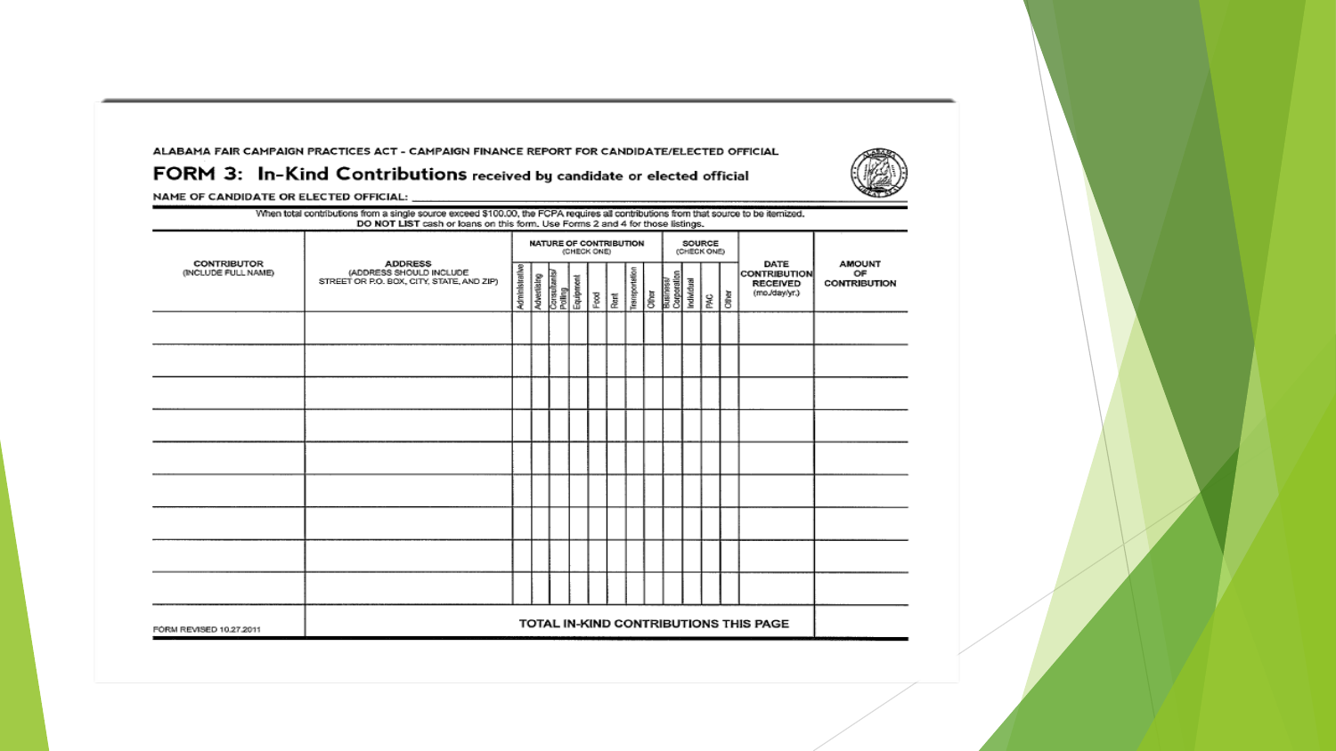ALABAMA FAIR CAMPAIGN PRACTICES ACT - CAMPAIGN FINANCE REPORT FOR CANDIDATE/ELECTED OFFICIAL

## FORM 3: In-Kind Contributions received by candidate or elected official

NAME OF CANDIDATE OR ELECTED OFFICIAL: ____________________

When total contributions from a single source exceed $100.00, the FCPA requires all contributions from that source to be itemized.
**DO NOT LIST** cash or loans on this form. Use Forms 2 and 4 for those listings.

| CONTRIBUTOR (INCLUDE FULL NAME) | ADDRESS (ADDRESS SHOULD INCLUDE STREET OR P.O. BOX, CITY, STATE, AND ZIP) | NATURE OF CONTRIBUTION (CHECK ONE) | | | | | | | | SOURCE (CHECK ONE) | | | | DATE CONTRIBUTION RECEIVED (mo./day/yr.) | AMOUNT OF CONTRIBUTION |
|---|---|---|---|---|---|---|---|---|---|---|---|---|---|---|---|
| | | Administrative | Advertising | Consultants/Polling | Equipment | Food | Rent | Transportation | Other | Business/Corporation | Individual | PAC | Other | | |
| | | | | | | | | | | | | | | | |
| | | | | | | | | | | | | | | | |
| | | | | | | | | | | | | | | | |
| | | | | | | | | | | | | | | | |
| | | | | | | | | | | | | | | | |
| | | | | | | | | | | | | | | | |
| | | | | | | | | | | | | | | | |
| | | | | | | | | | | | | | | | |
| | | | | | | | | | | | | | | | |
| FORM REVISED 10.27.2011 | TOTAL IN-KIND CONTRIBUTIONS THIS PAGE | | | | | | | | | | | | | | |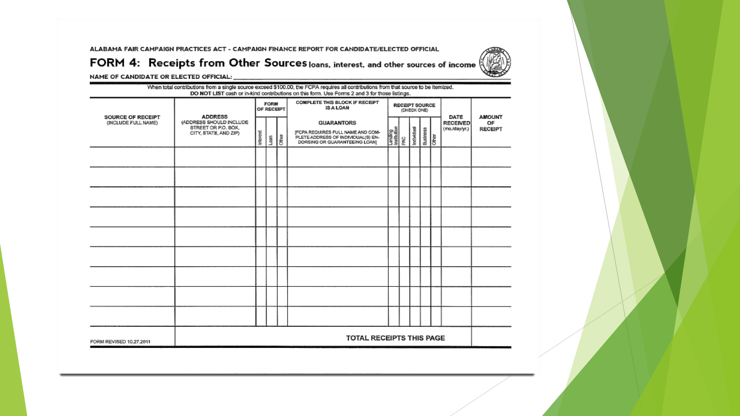ALABAMA FAIR CAMPAIGN PRACTICES ACT - CAMPAIGN FINANCE REPORT FOR CANDIDATE/ELECTED OFFICIAL

# FORM 4: Receipts from Other Sources loans, interest, and other sources of income

NAME OF CANDIDATE OR ELECTED OFFICIAL: ______

When total contributions from a single source exceed $100.00, the FCPA requires all contributions from that source to be itemized.
**DO NOT LIST** cash or in-kind contributions on this form. Use Forms 2 and 3 for those listings.

| SOURCE OF RECEIPT (INCLUDE FULL NAME) | ADDRESS (ADDRESS SHOULD INCLUDE STREET OR P.O. BOX, CITY, STATE, AND ZIP) | FORM OF RECEIPT | | | COMPLETE THIS BLOCK IF RECEIPT IS A LOAN | RECEIPT SOURCE (CHECK ONE) | | | | | DATE RECEIVED (mo./day/yr.) | AMOUNT OF RECEIPT |
|---|---|---|---|---|---|---|---|---|---|---|---|---|
| | | Interest | Loan | Other | GUARANTORS [FCPA REQUIRES FULL NAME AND COMPLETE ADDRESS OF INDIVIDUAL(S) ENDORSING OR GUARANTEEING LOAN] | Lending Institution | PAC | Individual | Business | Other | | |
| | | | | | | | | | | | | |
| | | | | | | | | | | | | |
| | | | | | | | | | | | | |
| | | | | | | | | | | | | |
| | | | | | | | | | | | | |
| | | | | | | | | | | | | |
| | | | | | | | | | | | | |
| | | | | | | | | | | | | |
| | | | | | | | | | | | | |
| FORM REVISED 10.27.2011 | TOTAL RECEIPTS THIS PAGE | | | | | | | | | | | |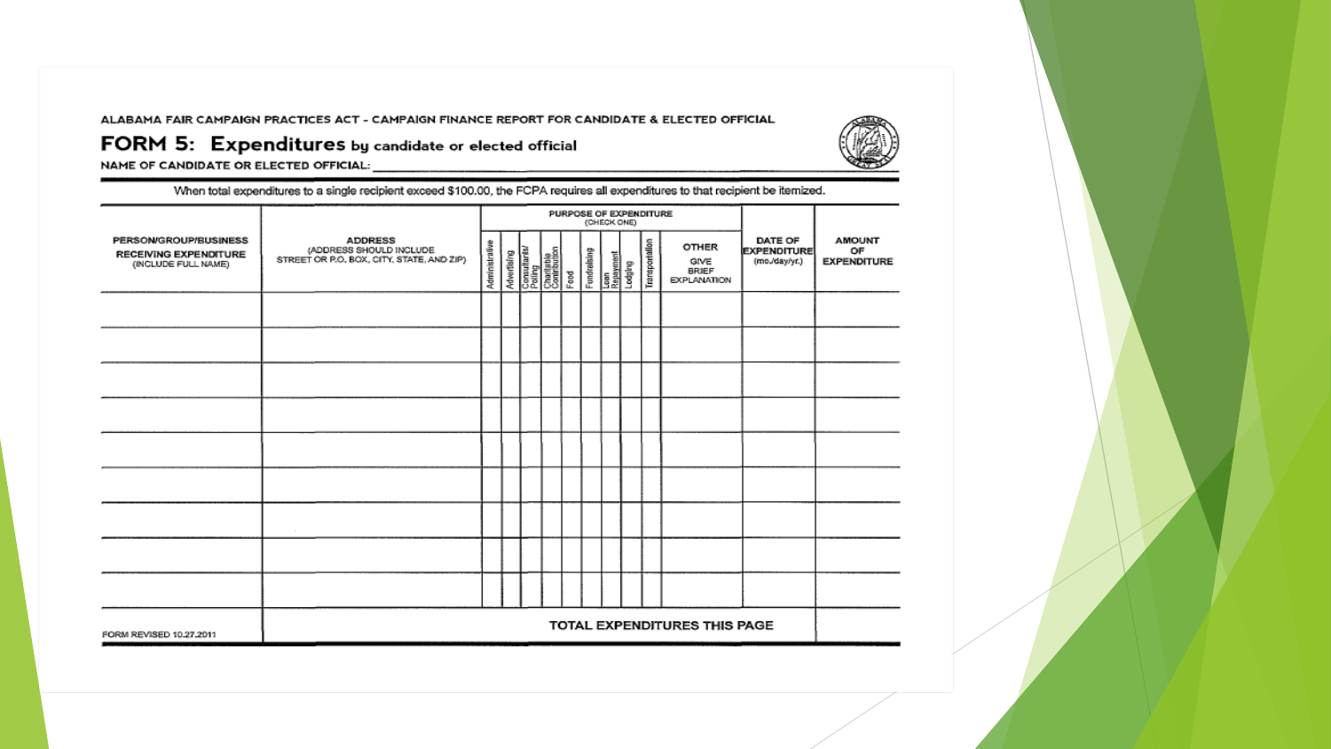ALABAMA FAIR CAMPAIGN PRACTICES ACT - CAMPAIGN FINANCE REPORT FOR CANDIDATE & ELECTED OFFICIAL

# FORM 5: Expenditures by candidate or elected official

NAME OF CANDIDATE OR ELECTED OFFICIAL: ______________________

When total expenditures to a single recipient exceed $100.00, the FCPA requires all expenditures to that recipient be itemized.

| PERSON/GROUP/BUSINESS RECEIVING EXPENDITURE (INCLUDE FULL NAME) | ADDRESS (ADDRESS SHOULD INCLUDE STREET OR P.O. BOX, CITY, STATE, AND ZIP) | PURPOSE OF EXPENDITURE (CHECK ONE) | | | | | | | | | | DATE OF EXPENDITURE (mo./day/yr.) | AMOUNT OF EXPENDITURE |
|---|---|---|---|---|---|---|---|---|---|---|---|---|---|
| | | Administrative | Advertising | Consultants/ Polling | Charitable Contribution | Food | Fundraising | Loan Repayment | Lodging | Transportation | OTHER GIVE BRIEF EXPLANATION | | |
| | | | | | | | | | | | | | |
| | | | | | | | | | | | | | |
| | | | | | | | | | | | | | |
| | | | | | | | | | | | | | |
| | | | | | | | | | | | | | |
| | | | | | | | | | | | | | |
| | | | | | | | | | | | | | |
| | | | | | | | | | | | | | |
| | | | | | | | | | | | | | |
| FORM REVISED 10.27.2011 | TOTAL EXPENDITURES THIS PAGE | | | | | | | | | | | | |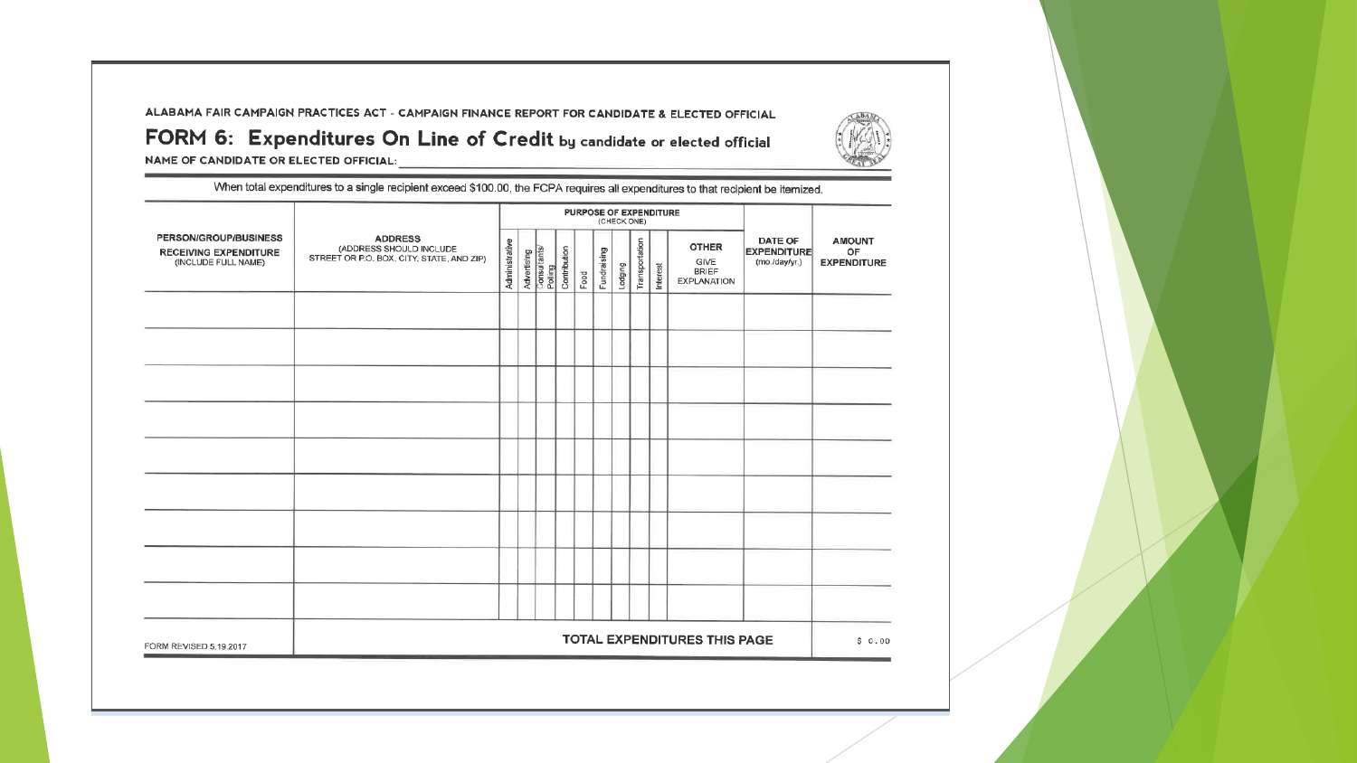ALABAMA FAIR CAMPAIGN PRACTICES ACT - CAMPAIGN FINANCE REPORT FOR CANDIDATE & ELECTED OFFICIAL

# FORM 6: Expenditures On Line of Credit by candidate or elected official

NAME OF CANDIDATE OR ELECTED OFFICIAL: ____________________

When total expenditures to a single recipient exceed $100.00, the FCPA requires all expenditures to that recipient be itemized.

| PERSON/GROUP/BUSINESS RECEIVING EXPENDITURE (INCLUDE FULL NAME) | ADDRESS (ADDRESS SHOULD INCLUDE STREET OR P.O. BOX, CITY, STATE, AND ZIP) | PURPOSE OF EXPENDITURE (CHECK ONE) | | | | | | | | | | DATE OF EXPENDITURE (mo./day/yr.) | AMOUNT OF EXPENDITURE |
|---|---|---|---|---|---|---|---|---|---|---|---|---|---|
| | | Administrative | Advertising | Consultants/ Polling | Contribution | Food | Fundraising | Lodging | Transportation | Interest | OTHER GIVE BRIEF EXPLANATION | | |
| | | | | | | | | | | | | | |
| | | | | | | | | | | | | | |
| | | | | | | | | | | | | | |
| | | | | | | | | | | | | | |
| | | | | | | | | | | | | | |
| | | | | | | | | | | | | | |
| | | | | | | | | | | | | | |
| | | | | | | | | | | | | | |
| | | | | | | | | | | | | | |
| FORM REVISED 5.19.2017 | TOTAL EXPENDITURES THIS PAGE | | | | | | | | | | | | $ 0.00 |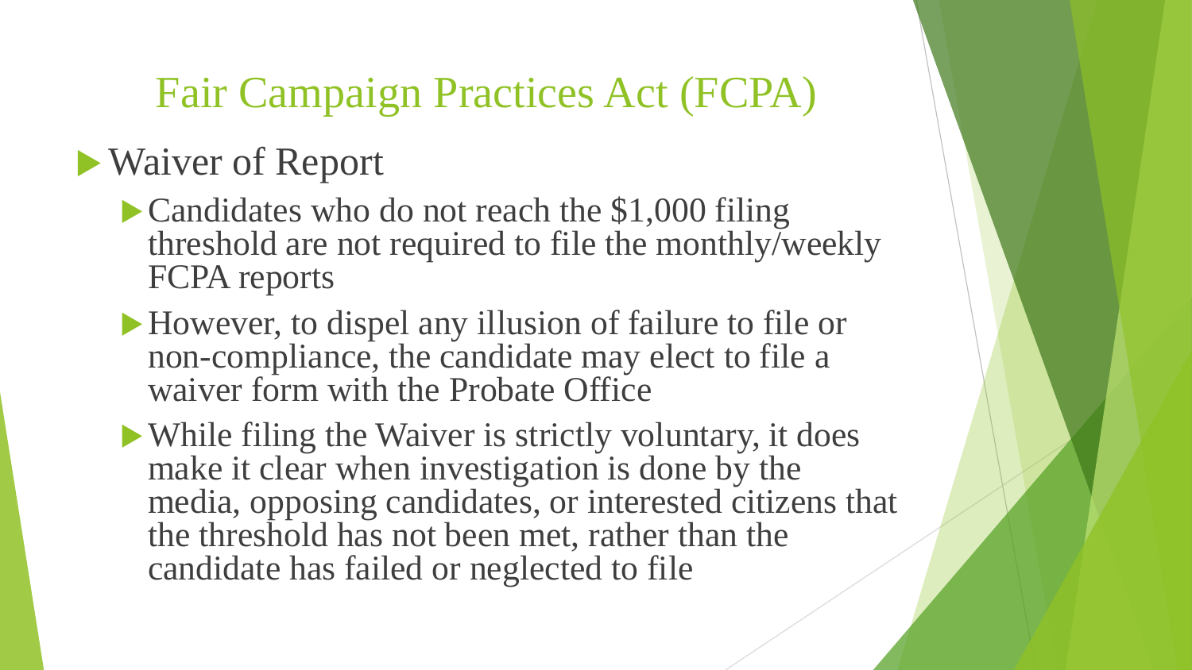# Fair Campaign Practices Act (FCPA)

- Waiver of Report
  - Candidates who do not reach the $1,000 filing threshold are not required to file the monthly/weekly FCPA reports
  - However, to dispel any illusion of failure to file or non-compliance, the candidate may elect to file a waiver form with the Probate Office
  - While filing the Waiver is strictly voluntary, it does make it clear when investigation is done by the media, opposing candidates, or interested citizens that the threshold has not been met, rather than the candidate has failed or neglected to file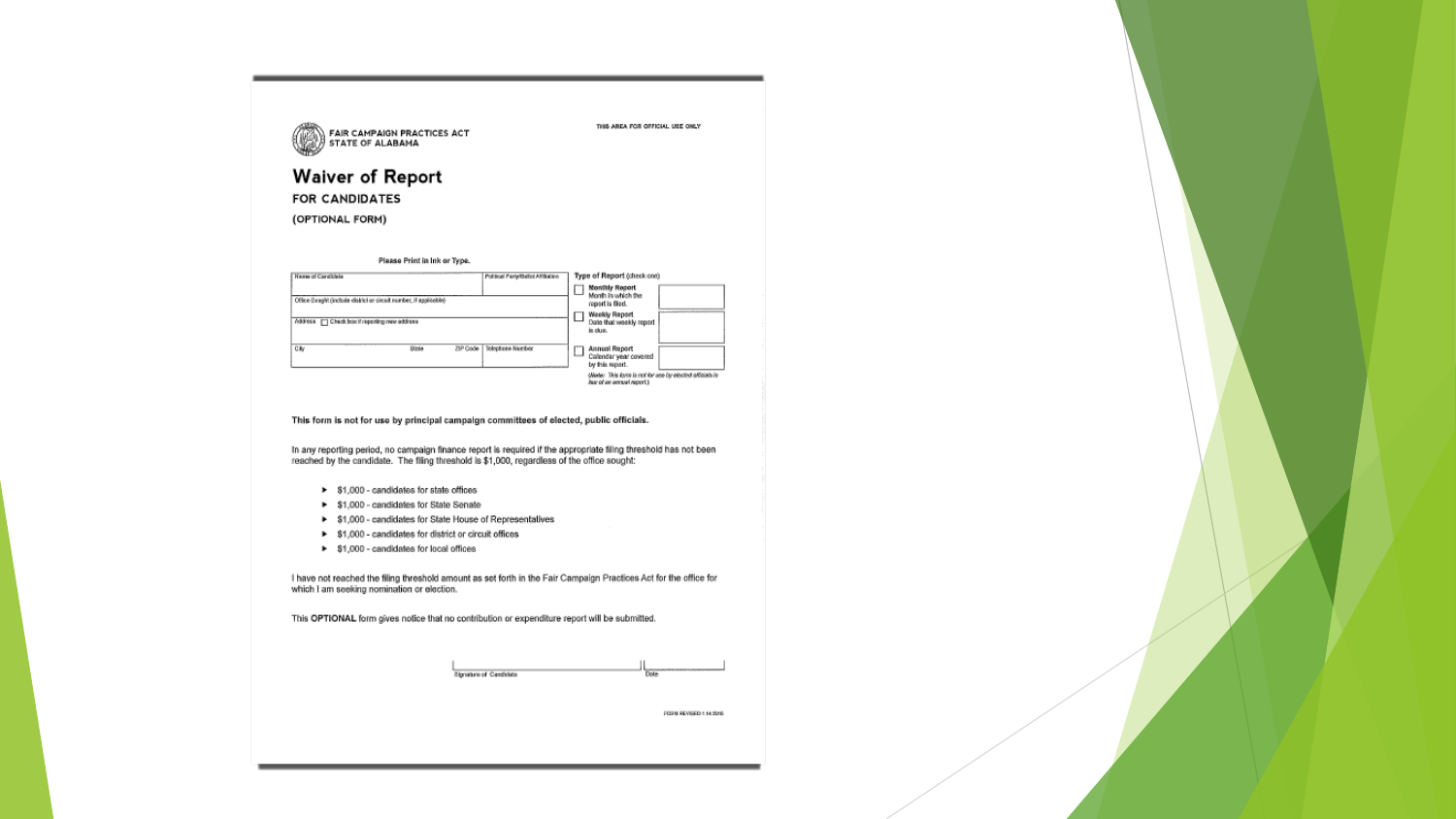FAIR CAMPAIGN PRACTICES ACT
STATE OF ALABAMA

THIS AREA FOR OFFICIAL USE ONLY

# Waiver of Report

## FOR CANDIDATES

(OPTIONAL FORM)

Please Print in Ink or Type.

| Name of Candidate | | Political Party/Ballot Affiliation |
|---|---|---|
| Office Sought (include district or circuit number, if applicable) | | |
| Address ☐ Check box if reporting new address | | |
| City | State ZIP Code | Telephone Number |

**Type of Report** (check one)

- ☐ **Monthly Report** Month in which the report is filed.
- ☐ **Weekly Report** Date that weekly report is due.
- ☐ **Annual Report** Calendar year covered by this report.

*(Note: This form is not for use by elected officials in lieu of an annual report.)*

**This form is not for use by principal campaign committees of elected, public officials.**

In any reporting period, no campaign finance report is required if the appropriate filing threshold has not been reached by the candidate. The filing threshold is $1,000, regardless of the office sought:

- $1,000 - candidates for state offices
- $1,000 - candidates for State Senate
- $1,000 - candidates for State House of Representatives
- $1,000 - candidates for district or circuit offices
- $1,000 - candidates for local offices

I have not reached the filing threshold amount as set forth in the Fair Campaign Practices Act for the office for which I am seeking nomination or election.

This **OPTIONAL** form gives notice that no contribution or expenditure report will be submitted.

Signature of Candidate ______________________ Date ____________

FORM REVISED 1.14.2015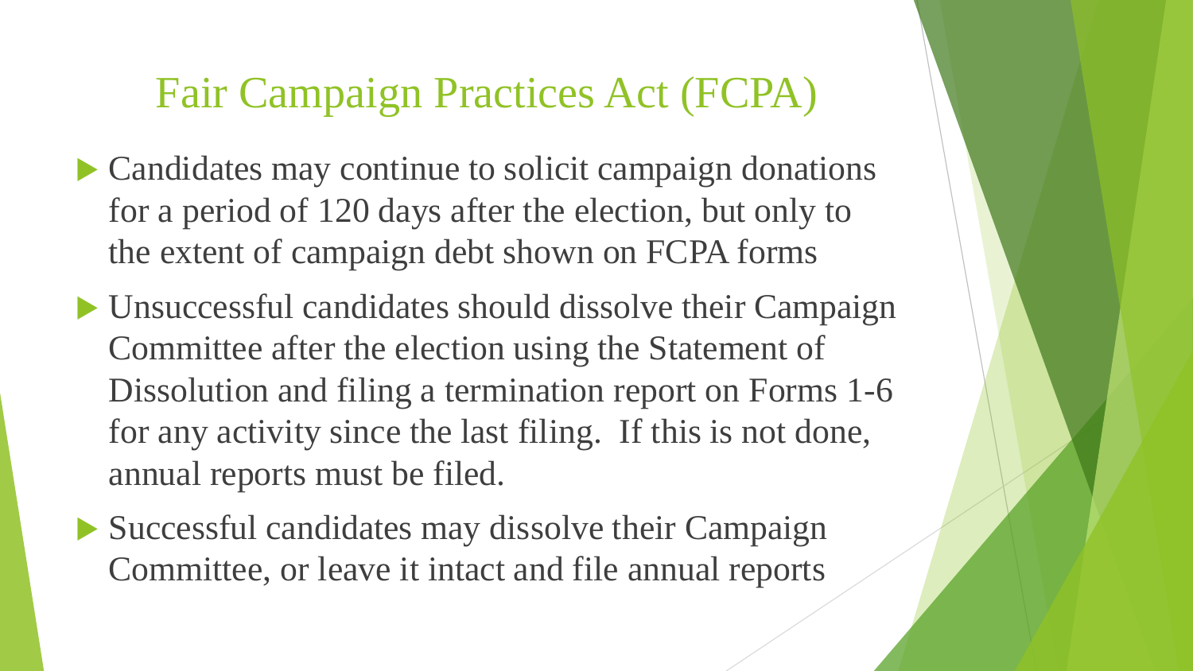# Fair Campaign Practices Act (FCPA)

- Candidates may continue to solicit campaign donations for a period of 120 days after the election, but only to the extent of campaign debt shown on FCPA forms
- Unsuccessful candidates should dissolve their Campaign Committee after the election using the Statement of Dissolution and filing a termination report on Forms 1-6 for any activity since the last filing. If this is not done, annual reports must be filed.
- Successful candidates may dissolve their Campaign Committee, or leave it intact and file annual reports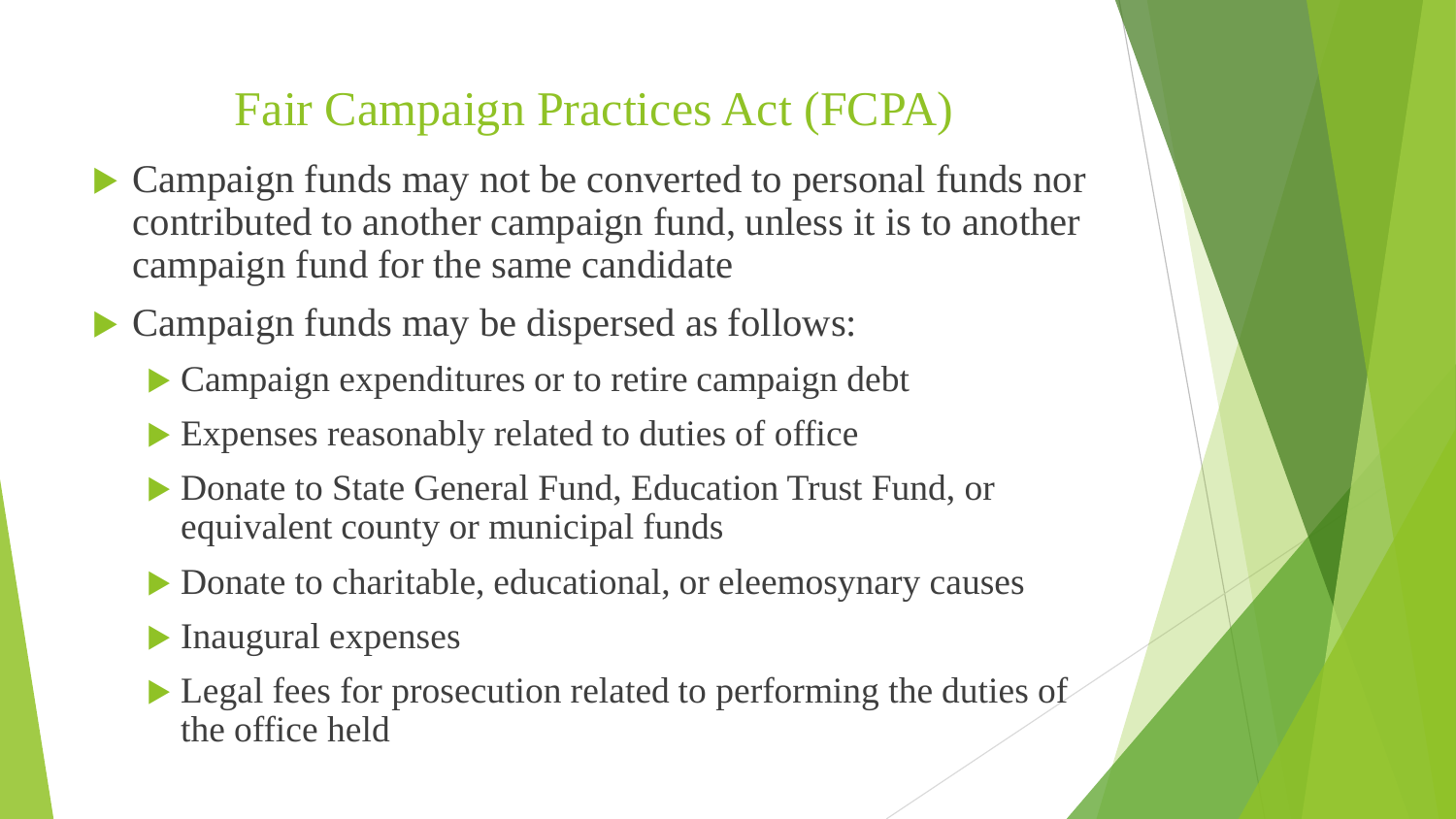# Fair Campaign Practices Act (FCPA)

- Campaign funds may not be converted to personal funds nor contributed to another campaign fund, unless it is to another campaign fund for the same candidate
- Campaign funds may be dispersed as follows:
  - Campaign expenditures or to retire campaign debt
  - Expenses reasonably related to duties of office
  - Donate to State General Fund, Education Trust Fund, or equivalent county or municipal funds
  - Donate to charitable, educational, or eleemosynary causes
  - Inaugural expenses
  - Legal fees for prosecution related to performing the duties of the office held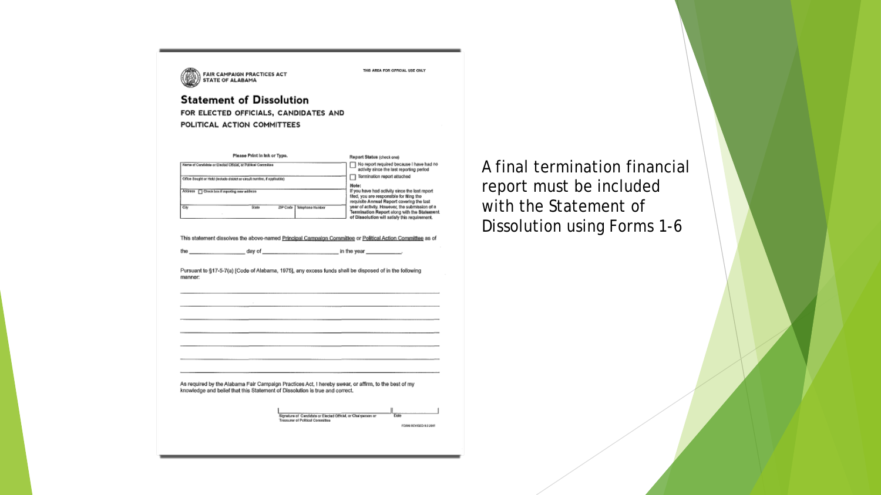FAIR CAMPAIGN PRACTICES ACT
STATE OF ALABAMA

THIS AREA FOR OFFICIAL USE ONLY

## Statement of Dissolution

### FOR ELECTED OFFICIALS, CANDIDATES AND POLITICAL ACTION COMMITTEES

Please Print in Ink or Type.

| Name of Candidate or Elected Official, or Political Committee | | | |
|---|---|---|---|
| Office Sought or Held (include district or circuit number, if applicable) | | | |
| Address ☐ Check box if reporting new address | | | |
| City | State | ZIP Code | Telephone Number |

**Report Status** (check one)

☐ No report required because I have had no activity since the last reporting period

☐ Termination report attached

**Note:**
If you have had activity since the last report filed, you are responsible for filing the requisite **Annual Report** covering the last year of activity. However, the submission of a **Termination Report** along with the **Statement of Dissolution** will satisfy this requirement.

This statement dissolves the above-named Principal Campaign Committee or Political Action Committee as of the ________________ day of ________________________ in the year ____________.

Pursuant to §17-5-7(a) [Code of Alabama, 1975], any excess funds shall be disposed of in the following manner:

As required by the Alabama Fair Campaign Practices Act, I hereby swear, or affirm, to the best of my knowledge and belief that this Statement of Dissolution is true and correct.

Signature of Candidate or Elected Official, or Chairperson or Treasurer of Political Committee | Date

FORM REVISED 6-2-2011

A final termination financial report must be included with the Statement of Dissolution using Forms 1-6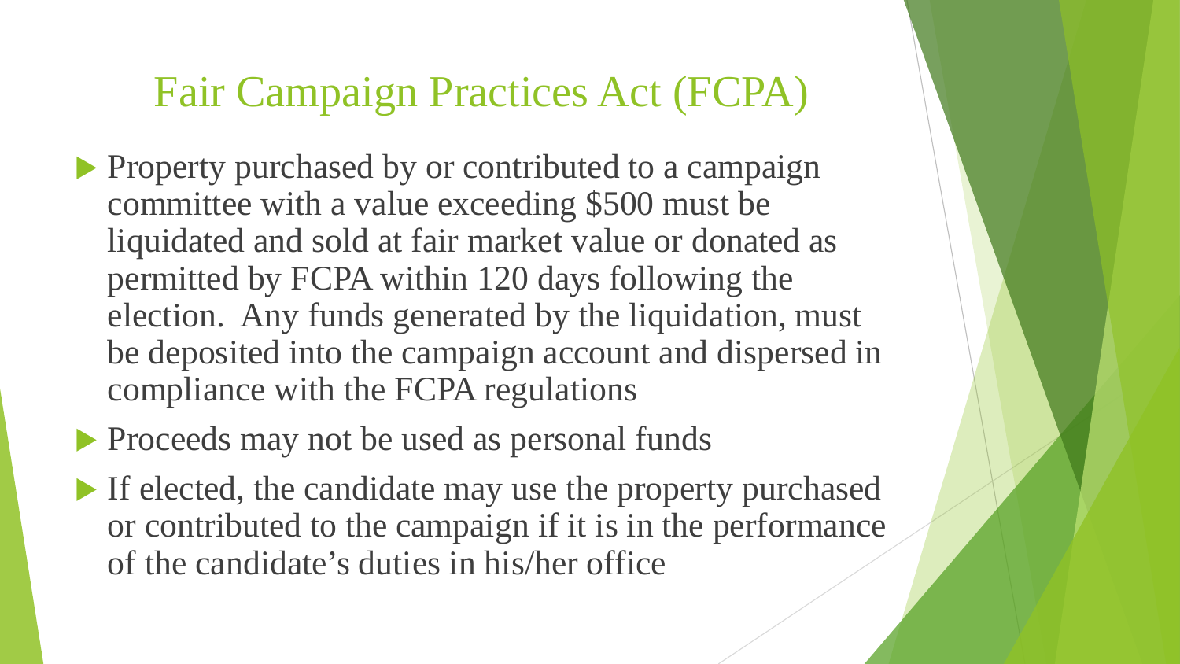# Fair Campaign Practices Act (FCPA)

- Property purchased by or contributed to a campaign committee with a value exceeding $500 must be liquidated and sold at fair market value or donated as permitted by FCPA within 120 days following the election. Any funds generated by the liquidation, must be deposited into the campaign account and dispersed in compliance with the FCPA regulations
- Proceeds may not be used as personal funds
- If elected, the candidate may use the property purchased or contributed to the campaign if it is in the performance of the candidate's duties in his/her office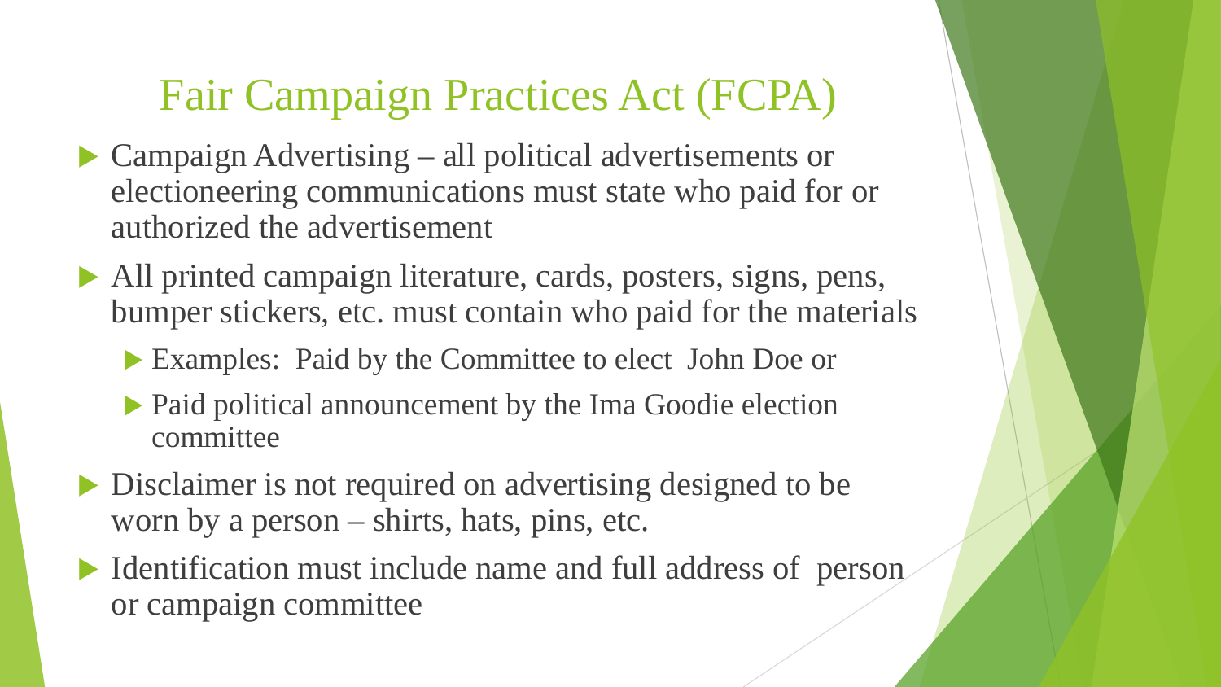# Fair Campaign Practices Act (FCPA)

- Campaign Advertising – all political advertisements or electioneering communications must state who paid for or authorized the advertisement
- All printed campaign literature, cards, posters, signs, pens, bumper stickers, etc. must contain who paid for the materials
  - Examples: Paid by the Committee to elect John Doe or
  - Paid political announcement by the Ima Goodie election committee
- Disclaimer is not required on advertising designed to be worn by a person – shirts, hats, pins, etc.
- Identification must include name and full address of person or campaign committee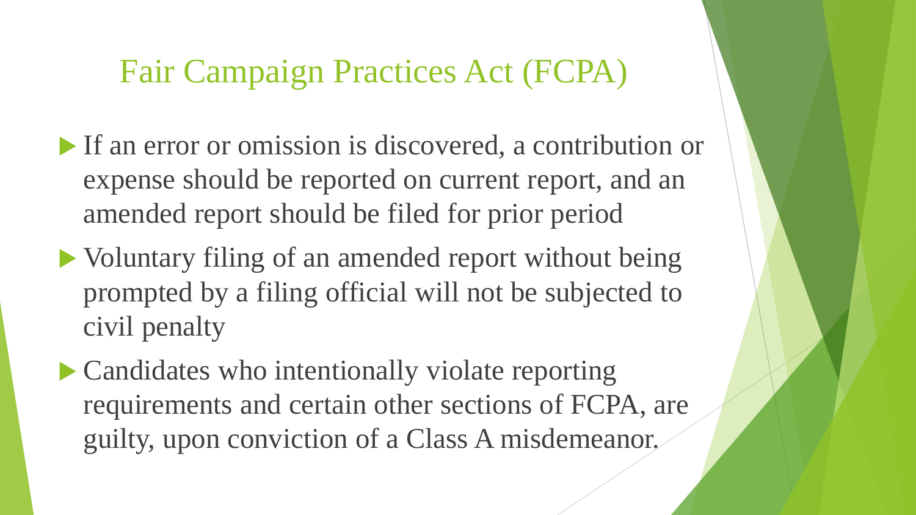# Fair Campaign Practices Act (FCPA)

- If an error or omission is discovered, a contribution or expense should be reported on current report, and an amended report should be filed for prior period
- Voluntary filing of an amended report without being prompted by a filing official will not be subjected to civil penalty
- Candidates who intentionally violate reporting requirements and certain other sections of FCPA, are guilty, upon conviction of a Class A misdemeanor.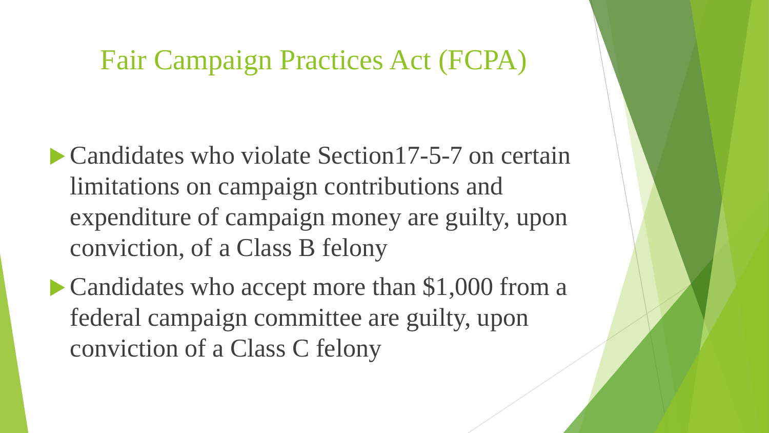# Fair Campaign Practices Act (FCPA)

- Candidates who violate Section17-5-7 on certain limitations on campaign contributions and expenditure of campaign money are guilty, upon conviction, of a Class B felony
- Candidates who accept more than $1,000 from a federal campaign committee are guilty, upon conviction of a Class C felony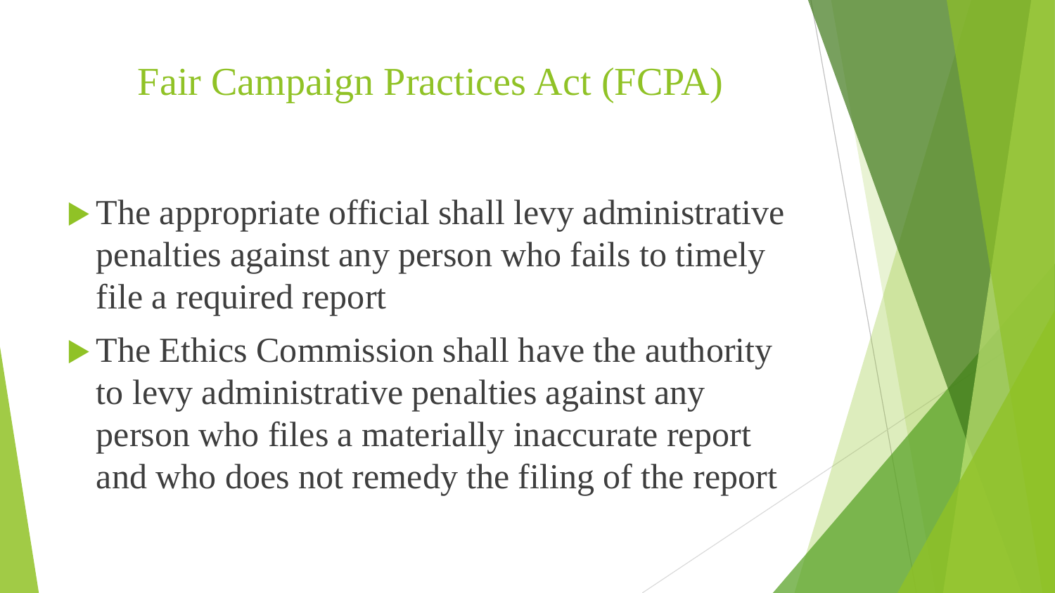# Fair Campaign Practices Act (FCPA)

- The appropriate official shall levy administrative penalties against any person who fails to timely file a required report
- The Ethics Commission shall have the authority to levy administrative penalties against any person who files a materially inaccurate report and who does not remedy the filing of the report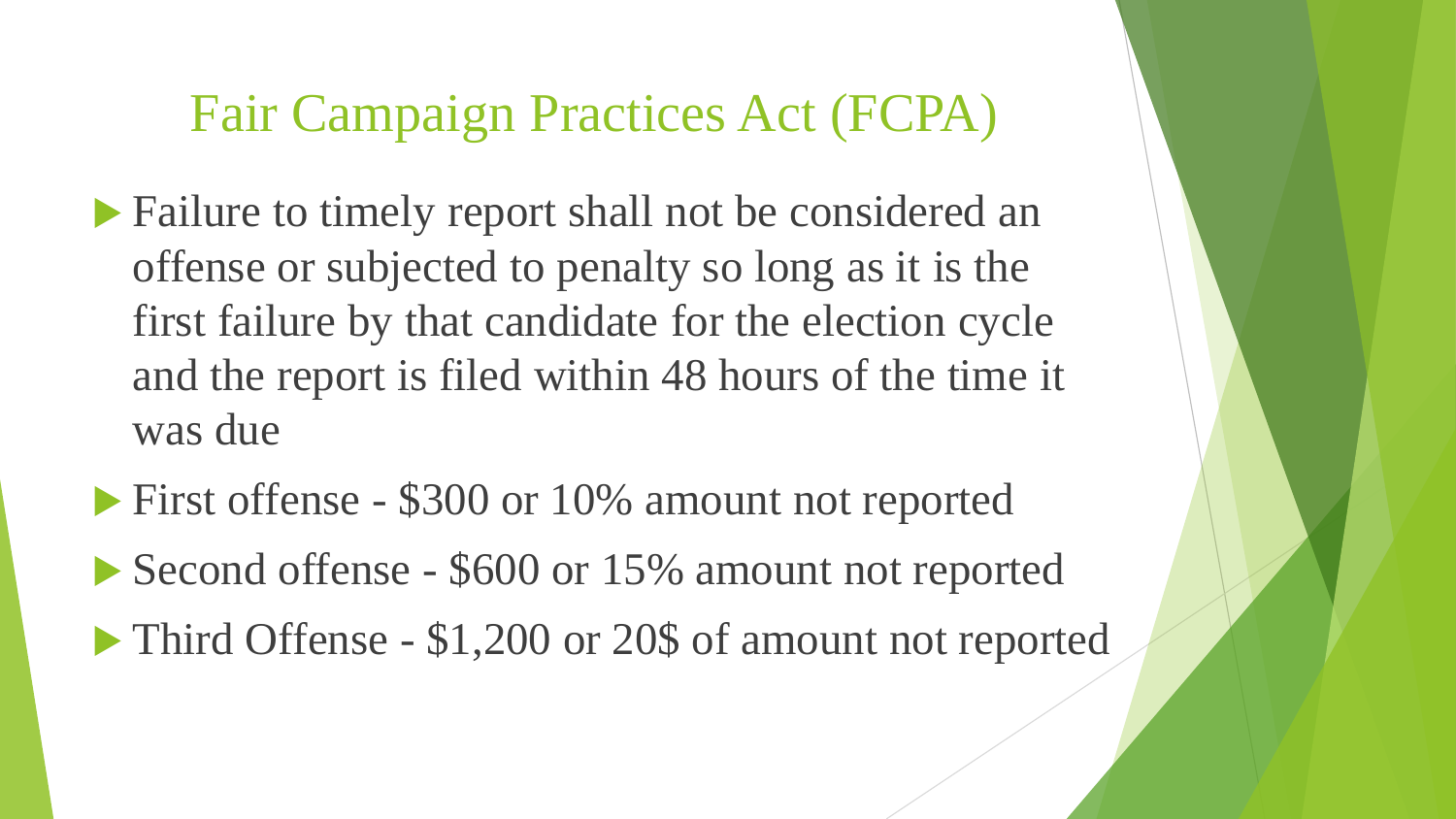# Fair Campaign Practices Act (FCPA)

- Failure to timely report shall not be considered an offense or subjected to penalty so long as it is the first failure by that candidate for the election cycle and the report is filed within 48 hours of the time it was due
- First offense - $300 or 10% amount not reported
- Second offense - $600 or 15% amount not reported
- Third Offense - $1,200 or 20$ of amount not reported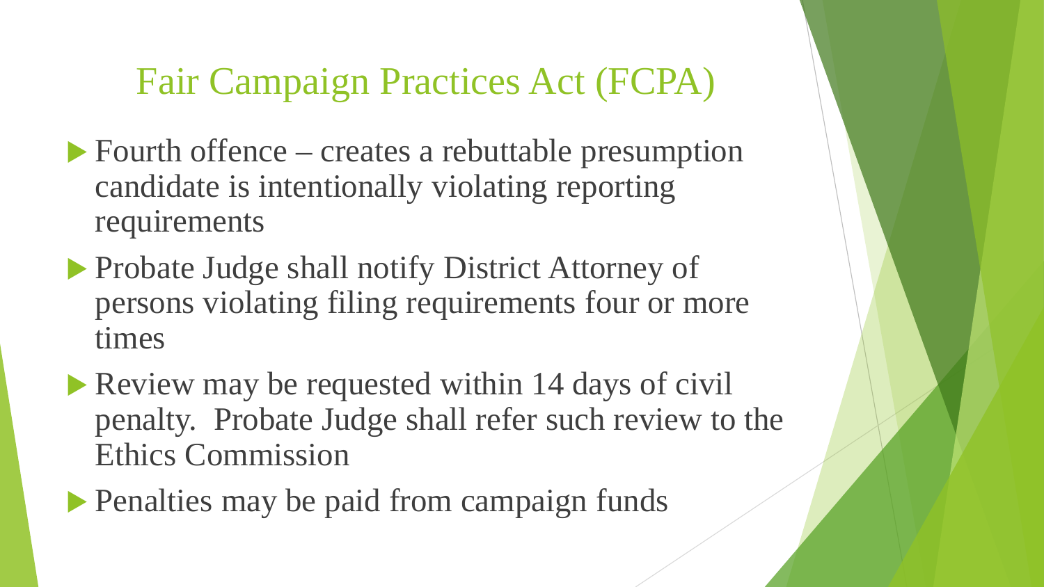# Fair Campaign Practices Act (FCPA)

- Fourth offence – creates a rebuttable presumption candidate is intentionally violating reporting requirements
- Probate Judge shall notify District Attorney of persons violating filing requirements four or more times
- Review may be requested within 14 days of civil penalty. Probate Judge shall refer such review to the Ethics Commission
- Penalties may be paid from campaign funds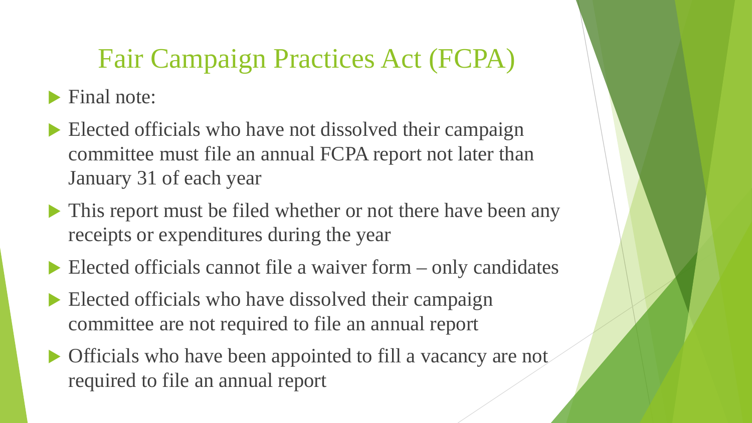# Fair Campaign Practices Act (FCPA)

- Final note:
- Elected officials who have not dissolved their campaign committee must file an annual FCPA report not later than January 31 of each year
- This report must be filed whether or not there have been any receipts or expenditures during the year
- Elected officials cannot file a waiver form – only candidates
- Elected officials who have dissolved their campaign committee are not required to file an annual report
- Officials who have been appointed to fill a vacancy are not required to file an annual report